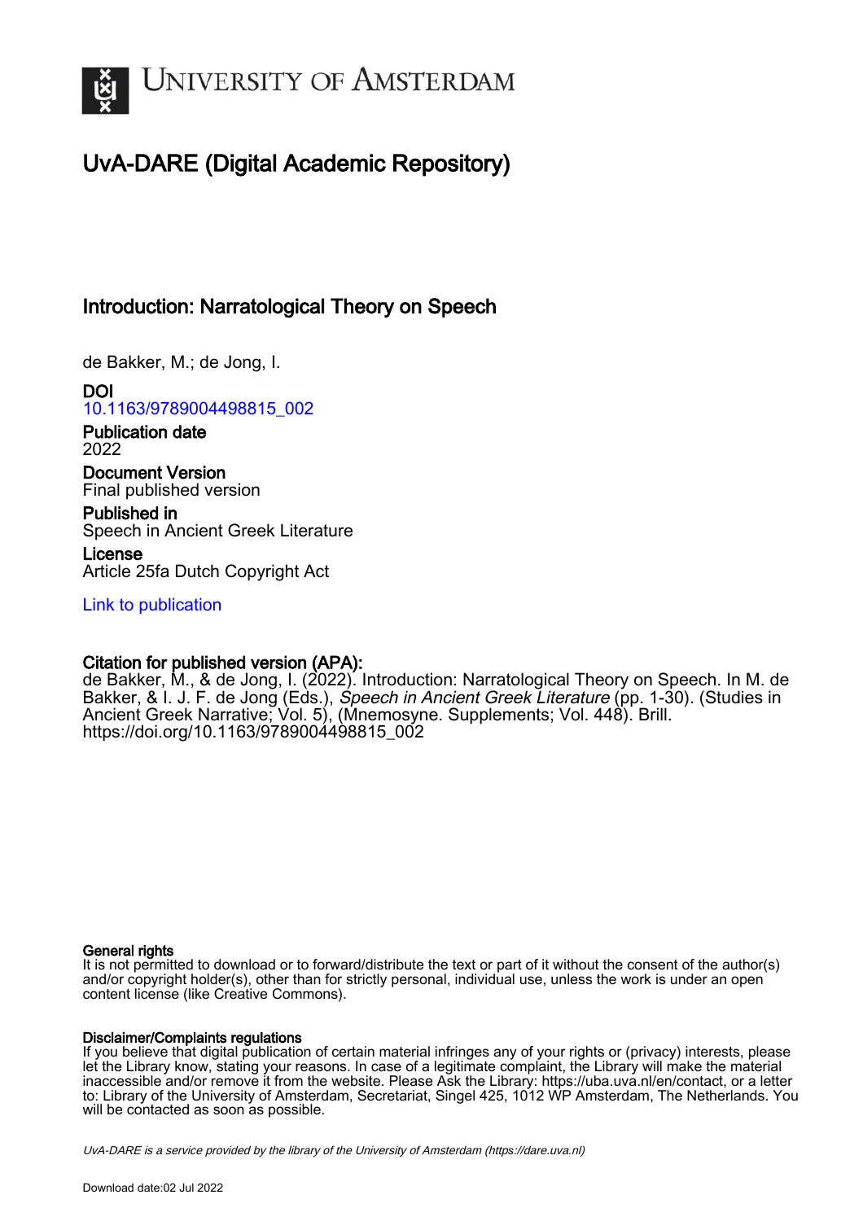# UvA-DARE (Digital Academic Repository)

## Introduction: Narratological Theory on Speech

de Bakker, M.; de Jong, I.

**DOI**
10.1163/9789004498815_002

**Publication date**
2022

**Document Version**
Final published version

**Published in**
Speech in Ancient Greek Literature

**License**
Article 25fa Dutch Copyright Act

Link to publication

**Citation for published version (APA):**
de Bakker, M., & de Jong, I. (2022). Introduction: Narratological Theory on Speech. In M. de Bakker, & I. J. F. de Jong (Eds.), *Speech in Ancient Greek Literature* (pp. 1-30). (Studies in Ancient Greek Narrative; Vol. 5), (Mnemosyne. Supplements; Vol. 448). Brill. https://doi.org/10.1163/9789004498815_002

**General rights**
It is not permitted to download or to forward/distribute the text or part of it without the consent of the author(s) and/or copyright holder(s), other than for strictly personal, individual use, unless the work is under an open content license (like Creative Commons).

**Disclaimer/Complaints regulations**
If you believe that digital publication of certain material infringes any of your rights or (privacy) interests, please let the Library know, stating your reasons. In case of a legitimate complaint, the Library will make the material inaccessible and/or remove it from the website. Please Ask the Library: https://uba.uva.nl/en/contact, or a letter to: Library of the University of Amsterdam, Secretariat, Singel 425, 1012 WP Amsterdam, The Netherlands. You will be contacted as soon as possible.

*UvA-DARE is a service provided by the library of the University of Amsterdam (https://dare.uva.nl)*

Download date:02 Jul 2022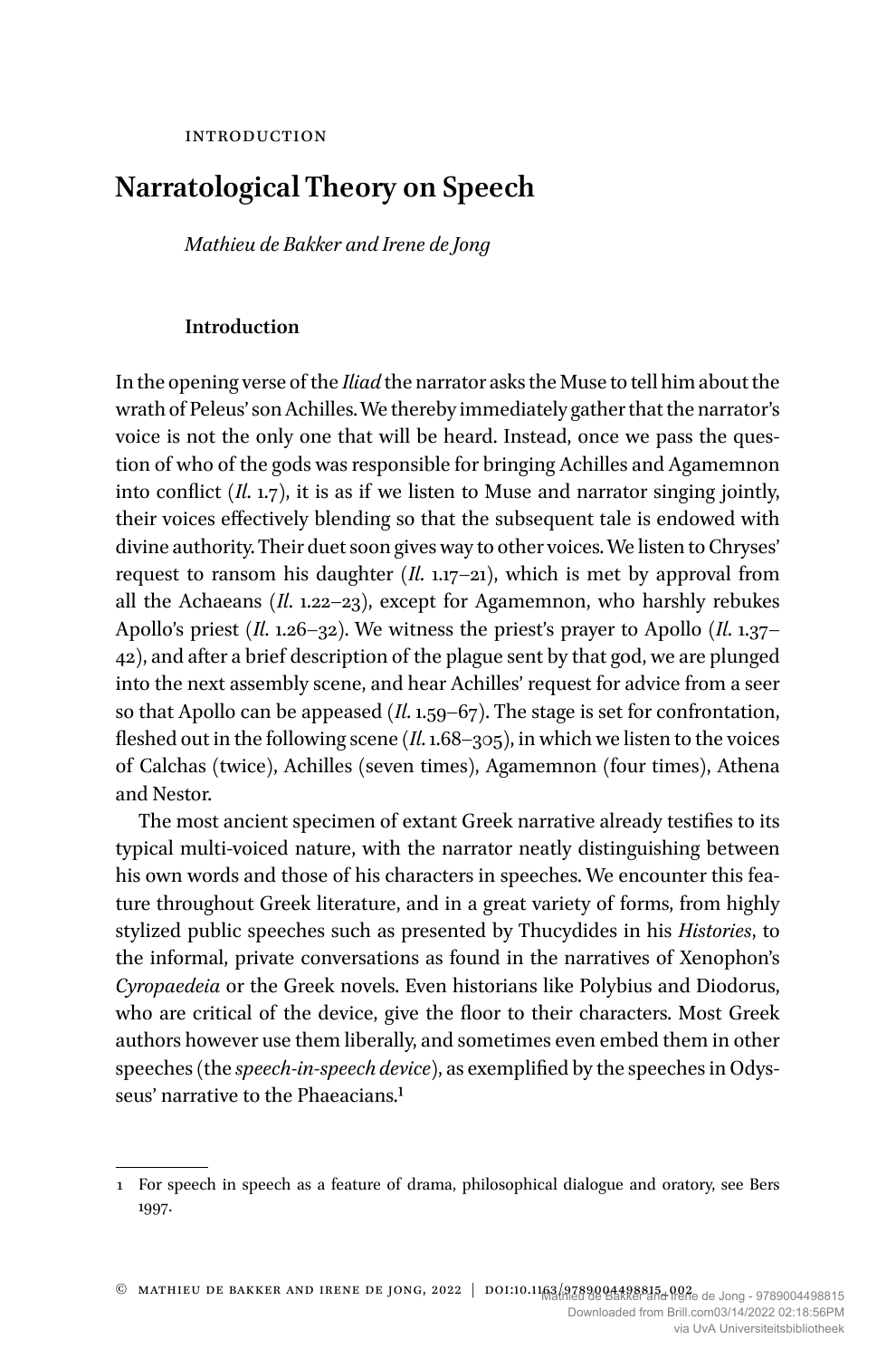INTRODUCTION

# Narratological Theory on Speech

*Mathieu de Bakker and Irene de Jong*

## Introduction

In the opening verse of the *Iliad* the narrator asks the Muse to tell him about the wrath of Peleus' son Achilles. We thereby immediately gather that the narrator's voice is not the only one that will be heard. Instead, once we pass the question of who of the gods was responsible for bringing Achilles and Agamemnon into conflict (*Il.* 1.7), it is as if we listen to Muse and narrator singing jointly, their voices effectively blending so that the subsequent tale is endowed with divine authority. Their duet soon gives way to other voices. We listen to Chryses' request to ransom his daughter (*Il.* 1.17–21), which is met by approval from all the Achaeans (*Il.* 1.22–23), except for Agamemnon, who harshly rebukes Apollo's priest (*Il.* 1.26–32). We witness the priest's prayer to Apollo (*Il.* 1.37–42), and after a brief description of the plague sent by that god, we are plunged into the next assembly scene, and hear Achilles' request for advice from a seer so that Apollo can be appeased (*Il.* 1.59–67). The stage is set for confrontation, fleshed out in the following scene (*Il.* 1.68–305), in which we listen to the voices of Calchas (twice), Achilles (seven times), Agamemnon (four times), Athena and Nestor.

The most ancient specimen of extant Greek narrative already testifies to its typical multi-voiced nature, with the narrator neatly distinguishing between his own words and those of his characters in speeches. We encounter this feature throughout Greek literature, and in a great variety of forms, from highly stylized public speeches such as presented by Thucydides in his *Histories*, to the informal, private conversations as found in the narratives of Xenophon's *Cyropaedeia* or the Greek novels. Even historians like Polybius and Diodorus, who are critical of the device, give the floor to their characters. Most Greek authors however use them liberally, and sometimes even embed them in other speeches (the *speech-in-speech device*), as exemplified by the speeches in Odysseus' narrative to the Phaeacians.[1]

---

1 For speech in speech as a feature of drama, philosophical dialogue and oratory, see Bers 1997.

© MATHIEU DE BAKKER AND IRENE DE JONG, 2022 | DOI:10.1163/9789004498815_002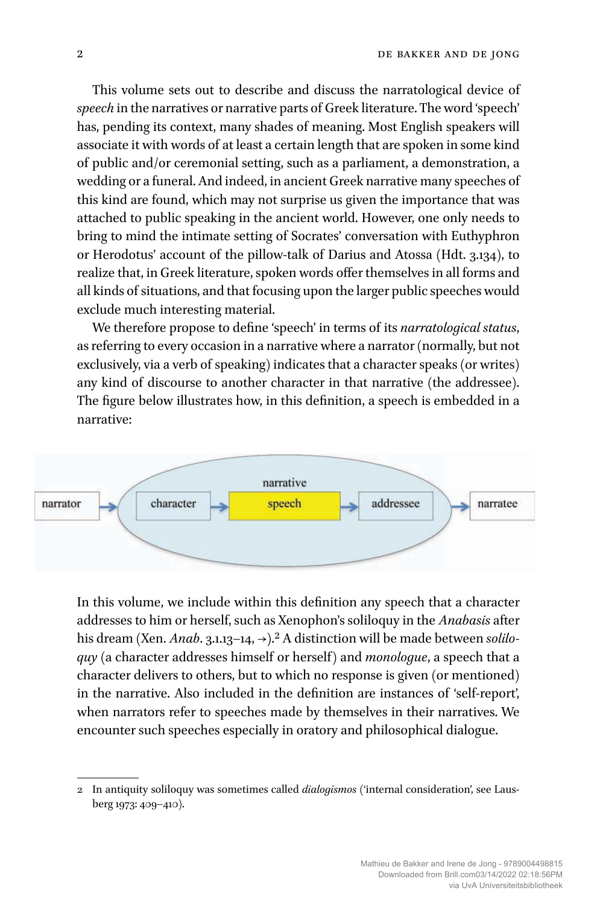This volume sets out to describe and discuss the narratological device of *speech* in the narratives or narrative parts of Greek literature. The word 'speech' has, pending its context, many shades of meaning. Most English speakers will associate it with words of at least a certain length that are spoken in some kind of public and/or ceremonial setting, such as a parliament, a demonstration, a wedding or a funeral. And indeed, in ancient Greek narrative many speeches of this kind are found, which may not surprise us given the importance that was attached to public speaking in the ancient world. However, one only needs to bring to mind the intimate setting of Socrates' conversation with Euthyphron or Herodotus' account of the pillow-talk of Darius and Atossa (Hdt. 3.134), to realize that, in Greek literature, spoken words offer themselves in all forms and all kinds of situations, and that focusing upon the larger public speeches would exclude much interesting material.

We therefore propose to define 'speech' in terms of its *narratological status*, as referring to every occasion in a narrative where a narrator (normally, but not exclusively, via a verb of speaking) indicates that a character speaks (or writes) any kind of discourse to another character in that narrative (the addressee). The figure below illustrates how, in this definition, a speech is embedded in a narrative:

narrator → [narrative: character → speech → addressee] → narratee

In this volume, we include within this definition any speech that a character addresses to him or herself, such as Xenophon's soliloquy in the *Anabasis* after his dream (Xen. *Anab*. 3.1.13–14, →).[2] A distinction will be made between *soliloquy* (a character addresses himself or herself) and *monologue*, a speech that a character delivers to others, but to which no response is given (or mentioned) in the narrative. Also included in the definition are instances of 'self-report', when narrators refer to speeches made by themselves in their narratives. We encounter such speeches especially in oratory and philosophical dialogue.

---

2 In antiquity soliloquy was sometimes called *dialogismos* ('internal consideration', see Lausberg 1973: 409–410).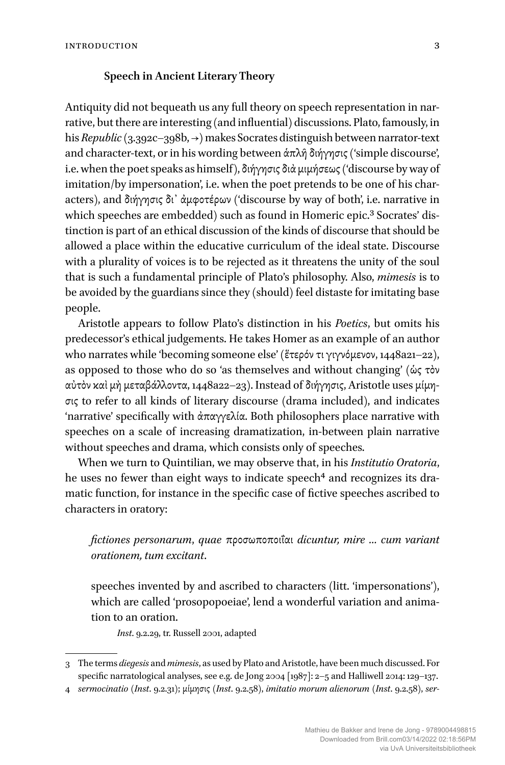### Speech in Ancient Literary Theory

Antiquity did not bequeath us any full theory on speech representation in narrative, but there are interesting (and influential) discussions. Plato, famously, in his *Republic* (3.392c–398b, →) makes Socrates distinguish between narrator-text and character-text, or in his wording between ἁπλῆ διήγησις ('simple discourse', i.e. when the poet speaks as himself), διήγησις διὰ μιμήσεως ('discourse by way of imitation/by impersonation', i.e. when the poet pretends to be one of his characters), and διήγησις δι᾽ ἀμφοτέρων ('discourse by way of both', i.e. narrative in which speeches are embedded) such as found in Homeric epic.[3] Socrates' distinction is part of an ethical discussion of the kinds of discourse that should be allowed a place within the educative curriculum of the ideal state. Discourse with a plurality of voices is to be rejected as it threatens the unity of the soul that is such a fundamental principle of Plato's philosophy. Also, *mimesis* is to be avoided by the guardians since they (should) feel distaste for imitating base people.

Aristotle appears to follow Plato's distinction in his *Poetics*, but omits his predecessor's ethical judgements. He takes Homer as an example of an author who narrates while 'becoming someone else' (ἕτερόν τι γιγνόμενον, 1448a21–22), as opposed to those who do so 'as themselves and without changing' (ὡς τὸν αὐτὸν καὶ μὴ μεταβάλλοντα, 1448a22–23). Instead of διήγησις, Aristotle uses μίμησις to refer to all kinds of literary discourse (drama included), and indicates 'narrative' specifically with ἀπαγγελία. Both philosophers place narrative with speeches on a scale of increasing dramatization, in-between plain narrative without speeches and drama, which consists only of speeches.

When we turn to Quintilian, we may observe that, in his *Institutio Oratoria*, he uses no fewer than eight ways to indicate speech[4] and recognizes its dramatic function, for instance in the specific case of fictive speeches ascribed to characters in oratory:

> *fictiones personarum*, *quae* προσωποποιΐαι *dicuntur, mire … cum variant orationem, tum excitant*.
>
> speeches invented by and ascribed to characters (litt. 'impersonations'), which are called 'prosopopoeiae', lend a wonderful variation and animation to an oration.
>
> *Inst.* 9.2.29, tr. Russell 2001, adapted

---

3 The terms *diegesis* and *mimesis*, as used by Plato and Aristotle, have been much discussed. For specific narratological analyses, see e.g. de Jong 2004 [1987]: 2–5 and Halliwell 2014: 129–137.

4 *sermocinatio* (*Inst.* 9.2.31); μίμησις (*Inst.* 9.2.58), *imitatio morum alienorum* (*Inst.* 9.2.58), *ser-*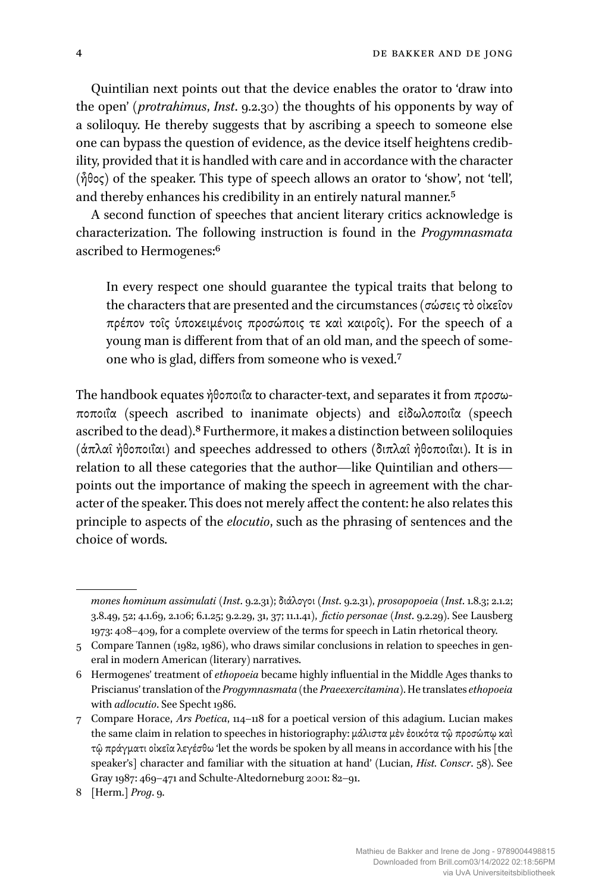Quintilian next points out that the device enables the orator to 'draw into the open' (*protrahimus*, *Inst*. 9.2.30) the thoughts of his opponents by way of a soliloquy. He thereby suggests that by ascribing a speech to someone else one can bypass the question of evidence, as the device itself heightens credibility, provided that it is handled with care and in accordance with the character (ἦθος) of the speaker. This type of speech allows an orator to 'show', not 'tell', and thereby enhances his credibility in an entirely natural manner.[5]

A second function of speeches that ancient literary critics acknowledge is characterization. The following instruction is found in the *Progymnasmata* ascribed to Hermogenes:[6]

> In every respect one should guarantee the typical traits that belong to the characters that are presented and the circumstances (σώσεις τὸ οἰκεῖον πρέπον τοῖς ὑποκειμένοις προσώποις τε καὶ καιροῖς). For the speech of a young man is different from that of an old man, and the speech of someone who is glad, differs from someone who is vexed.[7]

The handbook equates ἠθοποιΐα to character-text, and separates it from προσωποποιΐα (speech ascribed to inanimate objects) and εἰδωλοποιΐα (speech ascribed to the dead).[8] Furthermore, it makes a distinction between soliloquies (ἁπλαῖ ἠθοποιΐαι) and speeches addressed to others (διπλαῖ ἠθοποιΐαι). It is in relation to all these categories that the author—like Quintilian and others—points out the importance of making the speech in agreement with the character of the speaker. This does not merely affect the content: he also relates this principle to aspects of the *elocutio*, such as the phrasing of sentences and the choice of words.

---

*mones hominum assimulati* (*Inst*. 9.2.31); διάλογοι (*Inst*. 9.2.31), *prosopopoeia* (*Inst*. 1.8.3; 2.1.2; 3.8.49, 52; 4.1.69, 2.106; 6.1.25; 9.2.29, 31, 37; 11.1.41), *fictio personae* (*Inst*. 9.2.29). See Lausberg 1973: 408–409, for a complete overview of the terms for speech in Latin rhetorical theory.

5 Compare Tannen (1982, 1986), who draws similar conclusions in relation to speeches in general in modern American (literary) narratives.

6 Hermogenes' treatment of *ethopoeia* became highly influential in the Middle Ages thanks to Priscianus' translation of the *Progymnasmata* (the *Praeexercitamina*). He translates *ethopoeia* with *adlocutio*. See Specht 1986.

7 Compare Horace, *Ars Poetica*, 114–118 for a poetical version of this adagium. Lucian makes the same claim in relation to speeches in historiography: μάλιστα μὲν ἐοικότα τῷ προσώπῳ καὶ τῷ πράγματι οἰκεῖα λεγέσθω 'let the words be spoken by all means in accordance with his [the speaker's] character and familiar with the situation at hand' (Lucian, *Hist. Conscr*. 58). See Gray 1987: 469–471 and Schulte-Altedorneburg 2001: 82–91.

8 [Herm.] *Prog*. 9.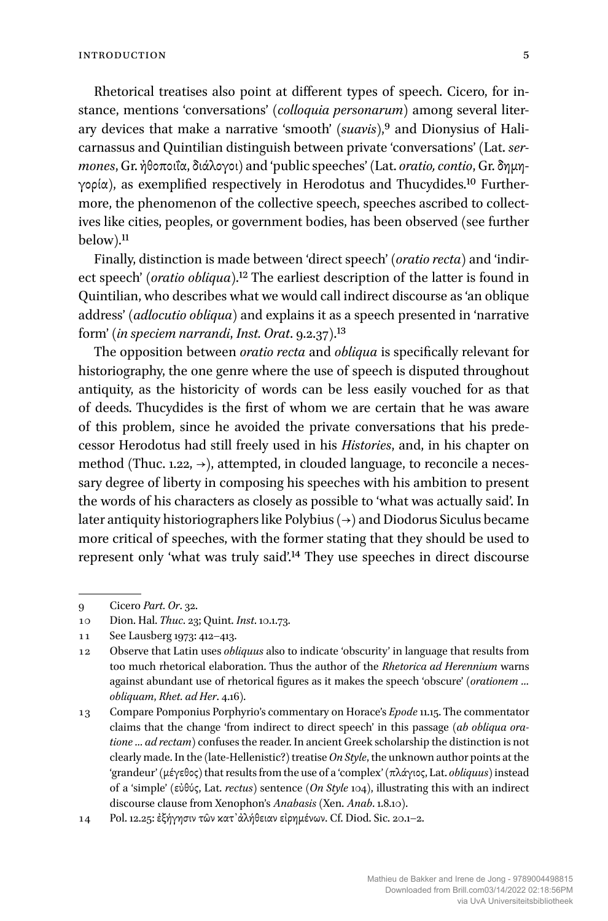Rhetorical treatises also point at different types of speech. Cicero, for instance, mentions 'conversations' (*colloquia personarum*) among several literary devices that make a narrative 'smooth' (*suavis*),[9] and Dionysius of Halicarnassus and Quintilian distinguish between private 'conversations' (Lat. *sermones*, Gr. ἠθοποιΐα, διάλογοι) and 'public speeches' (Lat. *oratio, contio*, Gr. δημηγορία), as exemplified respectively in Herodotus and Thucydides.[10] Furthermore, the phenomenon of the collective speech, speeches ascribed to collectives like cities, peoples, or government bodies, has been observed (see further below).[11]

Finally, distinction is made between 'direct speech' (*oratio recta*) and 'indirect speech' (*oratio obliqua*).[12] The earliest description of the latter is found in Quintilian, who describes what we would call indirect discourse as 'an oblique address' (*adlocutio obliqua*) and explains it as a speech presented in 'narrative form' (*in speciem narrandi*, *Inst. Orat*. 9.2.37).[13]

The opposition between *oratio recta* and *obliqua* is specifically relevant for historiography, the one genre where the use of speech is disputed throughout antiquity, as the historicity of words can be less easily vouched for as that of deeds. Thucydides is the first of whom we are certain that he was aware of this problem, since he avoided the private conversations that his predecessor Herodotus had still freely used in his *Histories*, and, in his chapter on method (Thuc. 1.22, →), attempted, in clouded language, to reconcile a necessary degree of liberty in composing his speeches with his ambition to present the words of his characters as closely as possible to 'what was actually said'. In later antiquity historiographers like Polybius (→) and Diodorus Siculus became more critical of speeches, with the former stating that they should be used to represent only 'what was truly said'.[14] They use speeches in direct discourse

---

9 Cicero *Part. Or*. 32.

10 Dion. Hal. *Thuc*. 23; Quint. *Inst*. 10.1.73.

11 See Lausberg 1973: 412–413.

12 Observe that Latin uses *obliquus* also to indicate 'obscurity' in language that results from too much rhetorical elaboration. Thus the author of the *Rhetorica ad Herennium* warns against abundant use of rhetorical figures as it makes the speech 'obscure' (*orationem ... obliquam*, *Rhet. ad Her*. 4.16).

13 Compare Pomponius Porphyrio's commentary on Horace's *Epode* 11.15. The commentator claims that the change 'from indirect to direct speech' in this passage (*ab obliqua oratione ... ad rectam*) confuses the reader. In ancient Greek scholarship the distinction is not clearly made. In the (late-Hellenistic?) treatise *On Style*, the unknown author points at the 'grandeur' (μέγεθος) that results from the use of a 'complex' (πλάγιος, Lat. *obliquus*) instead of a 'simple' (εὐθύς, Lat. *rectus*) sentence (*On Style* 104), illustrating this with an indirect discourse clause from Xenophon's *Anabasis* (Xen. *Anab*. 1.8.10).

14 Pol. 12.25: ἐξήγησιν τῶν κατ᾽ἀλήθειαν εἰρημένων. Cf. Diod. Sic. 20.1–2.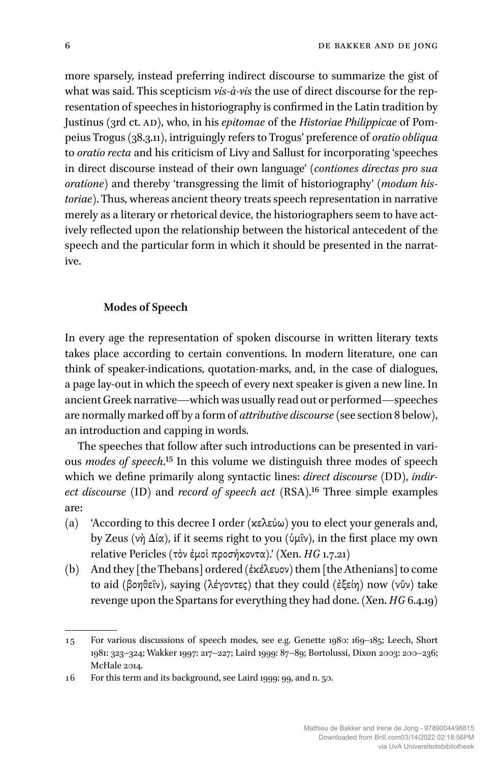more sparsely, instead preferring indirect discourse to summarize the gist of what was said. This scepticism *vis-à-vis* the use of direct discourse for the representation of speeches in historiography is confirmed in the Latin tradition by Justinus (3rd ct. AD), who, in his *epitomae* of the *Historiae Philippicae* of Pompeius Trogus (38.3.11), intriguingly refers to Trogus' preference of *oratio obliqua* to *oratio recta* and his criticism of Livy and Sallust for incorporating 'speeches in direct discourse instead of their own language' (*contiones directas pro sua oratione*) and thereby 'transgressing the limit of historiography' (*modum historiae*). Thus, whereas ancient theory treats speech representation in narrative merely as a literary or rhetorical device, the historiographers seem to have actively reflected upon the relationship between the historical antecedent of the speech and the particular form in which it should be presented in the narrative.

### Modes of Speech

In every age the representation of spoken discourse in written literary texts takes place according to certain conventions. In modern literature, one can think of speaker-indications, quotation-marks, and, in the case of dialogues, a page lay-out in which the speech of every next speaker is given a new line. In ancient Greek narrative—which was usually read out or performed—speeches are normally marked off by a form of *attributive discourse* (see section 8 below), an introduction and capping in words.

The speeches that follow after such introductions can be presented in various *modes of speech*.[15] In this volume we distinguish three modes of speech which we define primarily along syntactic lines: *direct discourse* (DD), *indirect discourse* (ID) and *record of speech act* (RSA).[16] Three simple examples are:

(a) 'According to this decree I order (κελεύω) you to elect your generals and, by Zeus (νὴ Δία), if it seems right to you (ὑμῖν), in the first place my own relative Pericles (τὸν ἐμοὶ προσήκοντα).' (Xen. *HG* 1.7.21)

(b) And they [the Thebans] ordered (ἐκέλευον) them [the Athenians] to come to aid (βοηθεῖν), saying (λέγοντες) that they could (ἐξείη) now (νῦν) take revenge upon the Spartans for everything they had done. (Xen. *HG* 6.4.19)

---

15 For various discussions of speech modes, see e.g. Genette 1980: 169–185; Leech, Short 1981: 323–324; Wakker 1997: 217–227; Laird 1999: 87–89; Bortolussi, Dixon 2003: 200–236; McHale 2014.

16 For this term and its background, see Laird 1999: 99, and n. 50.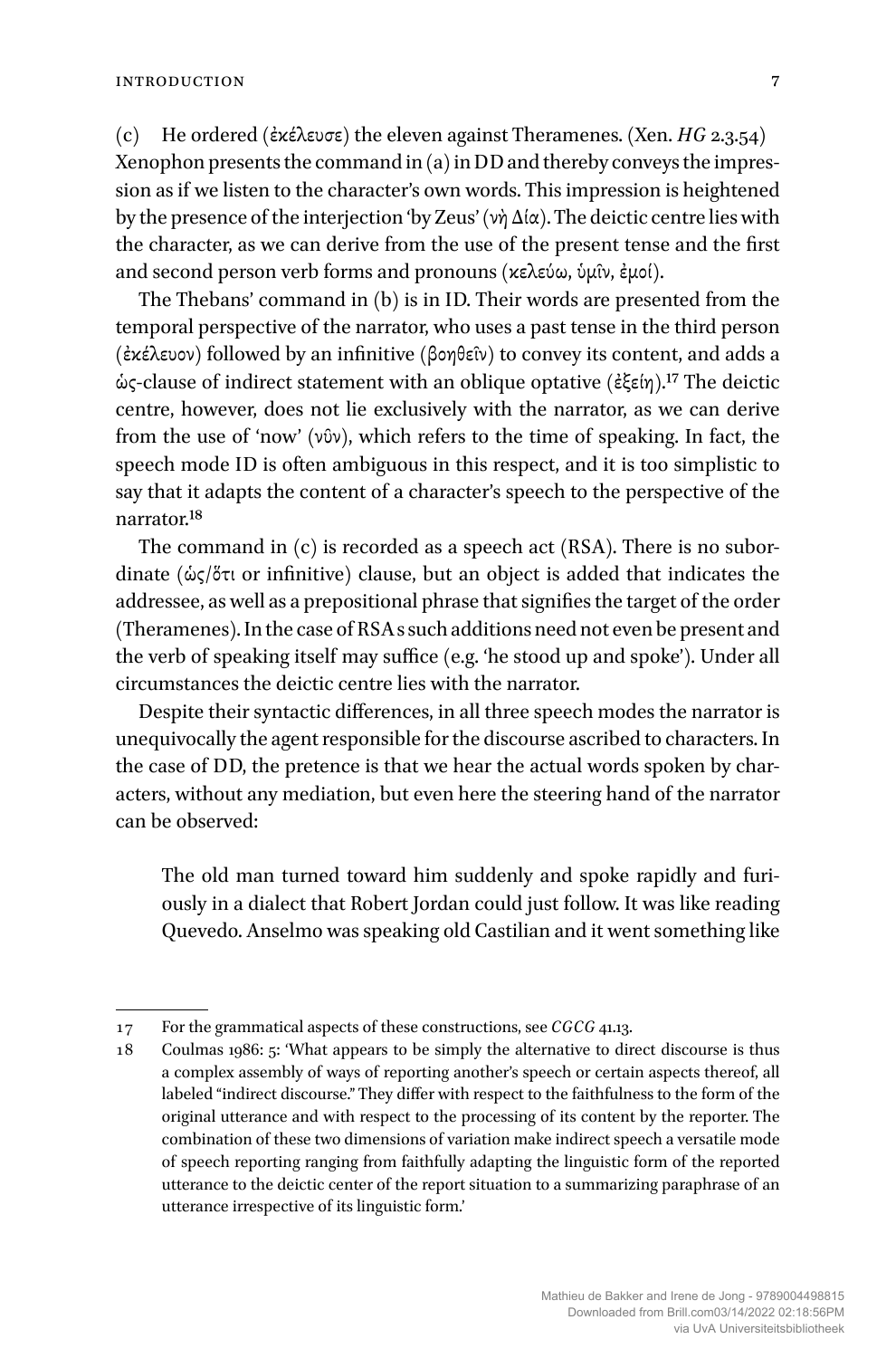(c) He ordered (ἐκέλευσε) the eleven against Theramenes. (Xen. *HG* 2.3.54)

Xenophon presents the command in (a) in DD and thereby conveys the impression as if we listen to the character's own words. This impression is heightened by the presence of the interjection 'by Zeus' (νὴ Δία). The deictic centre lies with the character, as we can derive from the use of the present tense and the first and second person verb forms and pronouns (κελεύω, ὑμῖν, ἐμοί).

The Thebans' command in (b) is in ID. Their words are presented from the temporal perspective of the narrator, who uses a past tense in the third person (ἐκέλευον) followed by an infinitive (βοηθεῖν) to convey its content, and adds a ὡς-clause of indirect statement with an oblique optative (ἐξείη).[17] The deictic centre, however, does not lie exclusively with the narrator, as we can derive from the use of 'now' (νῦν), which refers to the time of speaking. In fact, the speech mode ID is often ambiguous in this respect, and it is too simplistic to say that it adapts the content of a character's speech to the perspective of the narrator.[18]

The command in (c) is recorded as a speech act (RSA). There is no subordinate (ὡς/ὅτι or infinitive) clause, but an object is added that indicates the addressee, as well as a prepositional phrase that signifies the target of the order (Theramenes). In the case of RSAs such additions need not even be present and the verb of speaking itself may suffice (e.g. 'he stood up and spoke'). Under all circumstances the deictic centre lies with the narrator.

Despite their syntactic differences, in all three speech modes the narrator is unequivocally the agent responsible for the discourse ascribed to characters. In the case of DD, the pretence is that we hear the actual words spoken by characters, without any mediation, but even here the steering hand of the narrator can be observed:

> The old man turned toward him suddenly and spoke rapidly and furiously in a dialect that Robert Jordan could just follow. It was like reading Quevedo. Anselmo was speaking old Castilian and it went something like

---

17 For the grammatical aspects of these constructions, see *CGCG* 41.13.

18 Coulmas 1986: 5: 'What appears to be simply the alternative to direct discourse is thus a complex assembly of ways of reporting another's speech or certain aspects thereof, all labeled "indirect discourse." They differ with respect to the faithfulness to the form of the original utterance and with respect to the processing of its content by the reporter. The combination of these two dimensions of variation make indirect speech a versatile mode of speech reporting ranging from faithfully adapting the linguistic form of the reported utterance to the deictic center of the report situation to a summarizing paraphrase of an utterance irrespective of its linguistic form.'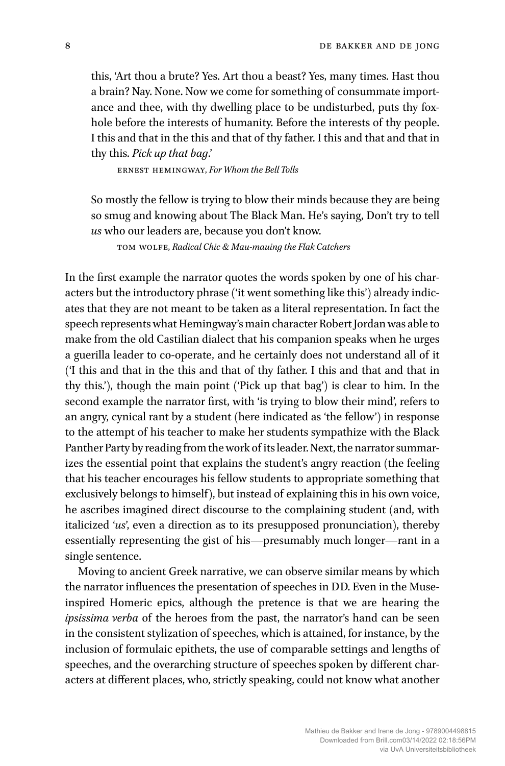this, 'Art thou a brute? Yes. Art thou a beast? Yes, many times. Hast thou a brain? Nay. None. Now we come for something of consummate importance and thee, with thy dwelling place to be undisturbed, puts thy foxhole before the interests of humanity. Before the interests of thy people. I this and that in the this and that of thy father. I this and that and that in thy this. *Pick up that bag*.'

ERNEST HEMINGWAY, *For Whom the Bell Tolls*

So mostly the fellow is trying to blow their minds because they are being so smug and knowing about The Black Man. He's saying, Don't try to tell *us* who our leaders are, because you don't know.

TOM WOLFE, *Radical Chic & Mau-mauing the Flak Catchers*

In the first example the narrator quotes the words spoken by one of his characters but the introductory phrase ('it went something like this') already indicates that they are not meant to be taken as a literal representation. In fact the speech represents what Hemingway's main character Robert Jordan was able to make from the old Castilian dialect that his companion speaks when he urges a guerilla leader to co-operate, and he certainly does not understand all of it ('I this and that in the this and that of thy father. I this and that and that in thy this.'), though the main point ('Pick up that bag') is clear to him. In the second example the narrator first, with 'is trying to blow their mind', refers to an angry, cynical rant by a student (here indicated as 'the fellow') in response to the attempt of his teacher to make her students sympathize with the Black Panther Party by reading from the work of its leader. Next, the narrator summarizes the essential point that explains the student's angry reaction (the feeling that his teacher encourages his fellow students to appropriate something that exclusively belongs to himself), but instead of explaining this in his own voice, he ascribes imagined direct discourse to the complaining student (and, with italicized '*us*', even a direction as to its presupposed pronunciation), thereby essentially representing the gist of his—presumably much longer—rant in a single sentence.

Moving to ancient Greek narrative, we can observe similar means by which the narrator influences the presentation of speeches in DD. Even in the Muse-inspired Homeric epics, although the pretence is that we are hearing the *ipsissima verba* of the heroes from the past, the narrator's hand can be seen in the consistent stylization of speeches, which is attained, for instance, by the inclusion of formulaic epithets, the use of comparable settings and lengths of speeches, and the overarching structure of speeches spoken by different characters at different places, who, strictly speaking, could not know what another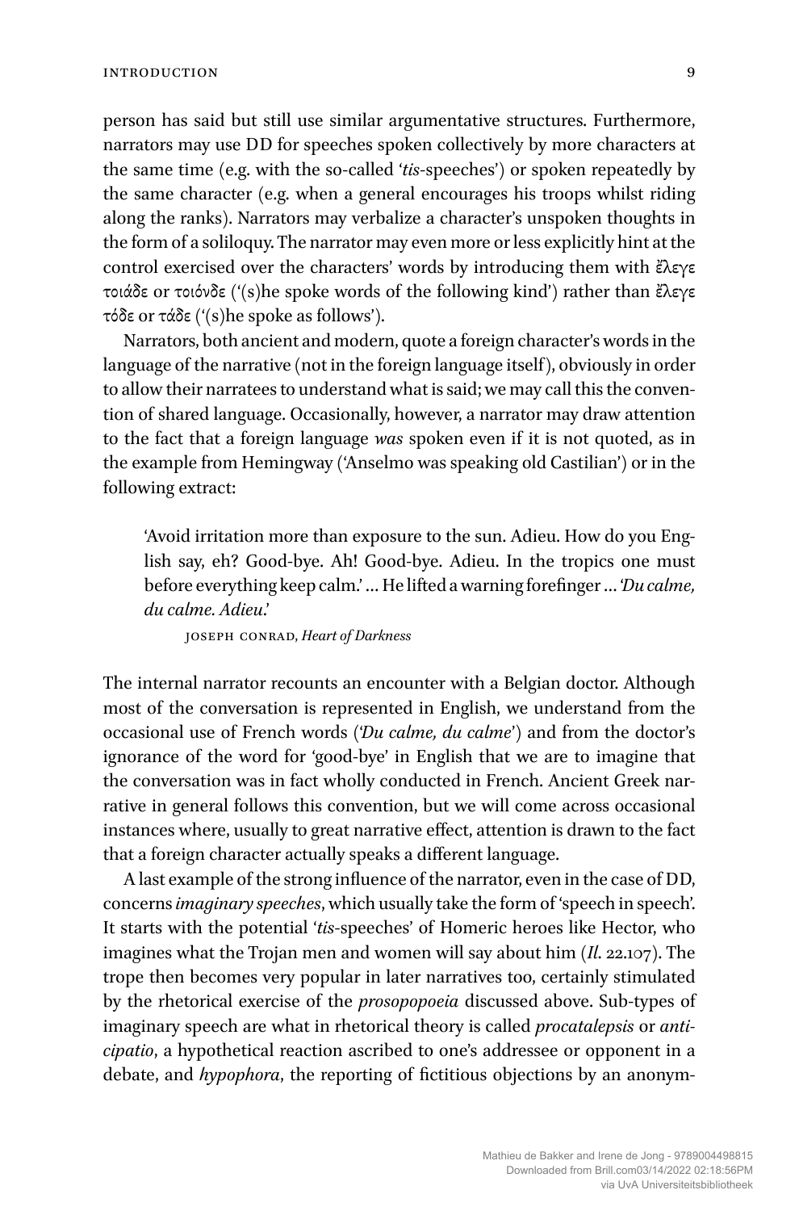person has said but still use similar argumentative structures. Furthermore, narrators may use DD for speeches spoken collectively by more characters at the same time (e.g. with the so-called '*tis*-speeches') or spoken repeatedly by the same character (e.g. when a general encourages his troops whilst riding along the ranks). Narrators may verbalize a character's unspoken thoughts in the form of a soliloquy. The narrator may even more or less explicitly hint at the control exercised over the characters' words by introducing them with ἔλεγε τοιάδε or τοιόνδε ('(s)he spoke words of the following kind') rather than ἔλεγε τόδε or τάδε ('(s)he spoke as follows').

Narrators, both ancient and modern, quote a foreign character's words in the language of the narrative (not in the foreign language itself), obviously in order to allow their narratees to understand what is said; we may call this the convention of shared language. Occasionally, however, a narrator may draw attention to the fact that a foreign language *was* spoken even if it is not quoted, as in the example from Hemingway ('Anselmo was speaking old Castilian') or in the following extract:

> 'Avoid irritation more than exposure to the sun. Adieu. How do you English say, eh? Good-bye. Ah! Good-bye. Adieu. In the tropics one must before everything keep calm.' … He lifted a warning forefinger … '*Du calme, du calme. Adieu*.'
>
> JOSEPH CONRAD, *Heart of Darkness*

The internal narrator recounts an encounter with a Belgian doctor. Although most of the conversation is represented in English, we understand from the occasional use of French words ('*Du calme, du calme*') and from the doctor's ignorance of the word for 'good-bye' in English that we are to imagine that the conversation was in fact wholly conducted in French. Ancient Greek narrative in general follows this convention, but we will come across occasional instances where, usually to great narrative effect, attention is drawn to the fact that a foreign character actually speaks a different language.

A last example of the strong influence of the narrator, even in the case of DD, concerns *imaginary speeches*, which usually take the form of 'speech in speech'. It starts with the potential '*tis*-speeches' of Homeric heroes like Hector, who imagines what the Trojan men and women will say about him (*Il.* 22.107). The trope then becomes very popular in later narratives too, certainly stimulated by the rhetorical exercise of the *prosopopoeia* discussed above. Sub-types of imaginary speech are what in rhetorical theory is called *procatalepsis* or *anticipatio*, a hypothetical reaction ascribed to one's addressee or opponent in a debate, and *hypophora*, the reporting of fictitious objections by an anonym-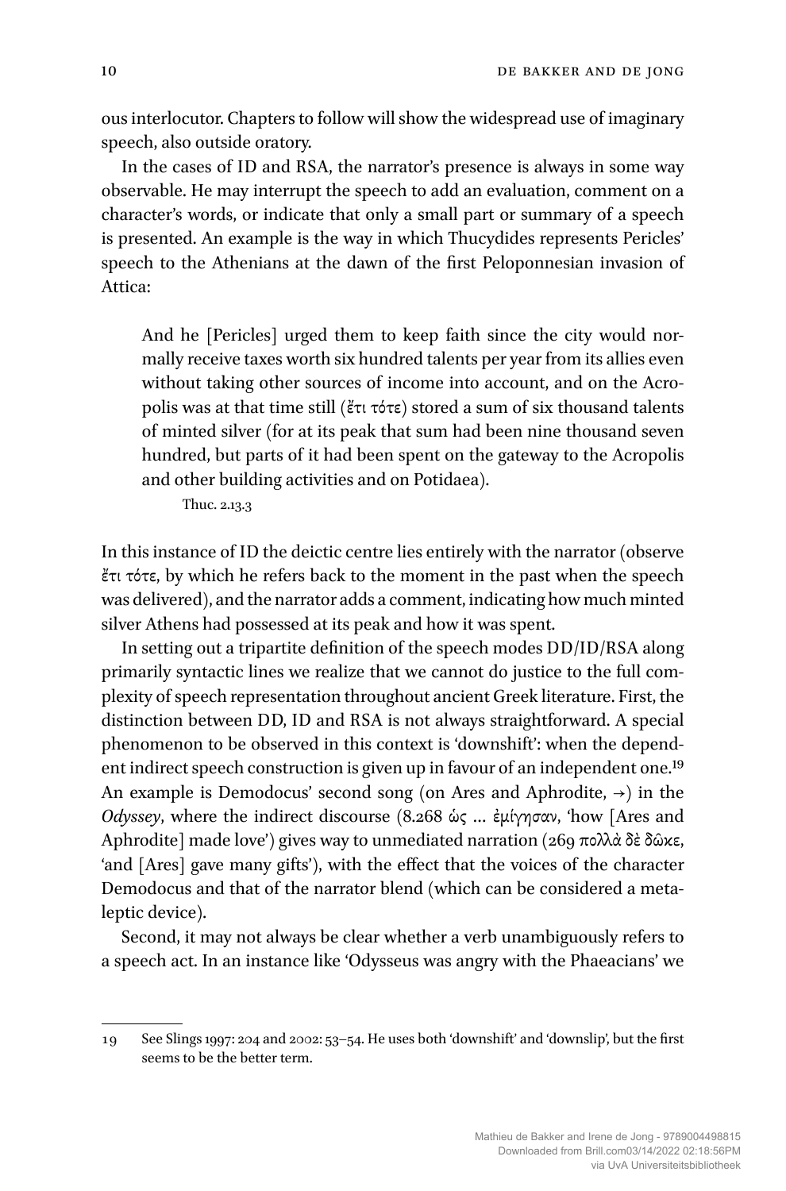ous interlocutor. Chapters to follow will show the widespread use of imaginary speech, also outside oratory.

In the cases of ID and RSA, the narrator's presence is always in some way observable. He may interrupt the speech to add an evaluation, comment on a character's words, or indicate that only a small part or summary of a speech is presented. An example is the way in which Thucydides represents Pericles' speech to the Athenians at the dawn of the first Peloponnesian invasion of Attica:

> And he [Pericles] urged them to keep faith since the city would normally receive taxes worth six hundred talents per year from its allies even without taking other sources of income into account, and on the Acropolis was at that time still (ἔτι τότε) stored a sum of six thousand talents of minted silver (for at its peak that sum had been nine thousand seven hundred, but parts of it had been spent on the gateway to the Acropolis and other building activities and on Potidaea).
>
> Thuc. 2.13.3

In this instance of ID the deictic centre lies entirely with the narrator (observe ἔτι τότε, by which he refers back to the moment in the past when the speech was delivered), and the narrator adds a comment, indicating how much minted silver Athens had possessed at its peak and how it was spent.

In setting out a tripartite definition of the speech modes DD/ID/RSA along primarily syntactic lines we realize that we cannot do justice to the full complexity of speech representation throughout ancient Greek literature. First, the distinction between DD, ID and RSA is not always straightforward. A special phenomenon to be observed in this context is 'downshift': when the dependent indirect speech construction is given up in favour of an independent one.[19] An example is Demodocus' second song (on Ares and Aphrodite, →) in the *Odyssey*, where the indirect discourse (8.268 ὡς … ἐμίγησαν, 'how [Ares and Aphrodite] made love') gives way to unmediated narration (269 πολλὰ δὲ δῶκε, 'and [Ares] gave many gifts'), with the effect that the voices of the character Demodocus and that of the narrator blend (which can be considered a metaleptic device).

Second, it may not always be clear whether a verb unambiguously refers to a speech act. In an instance like 'Odysseus was angry with the Phaeacians' we

---

19 See Slings 1997: 204 and 2002: 53–54. He uses both 'downshift' and 'downslip', but the first seems to be the better term.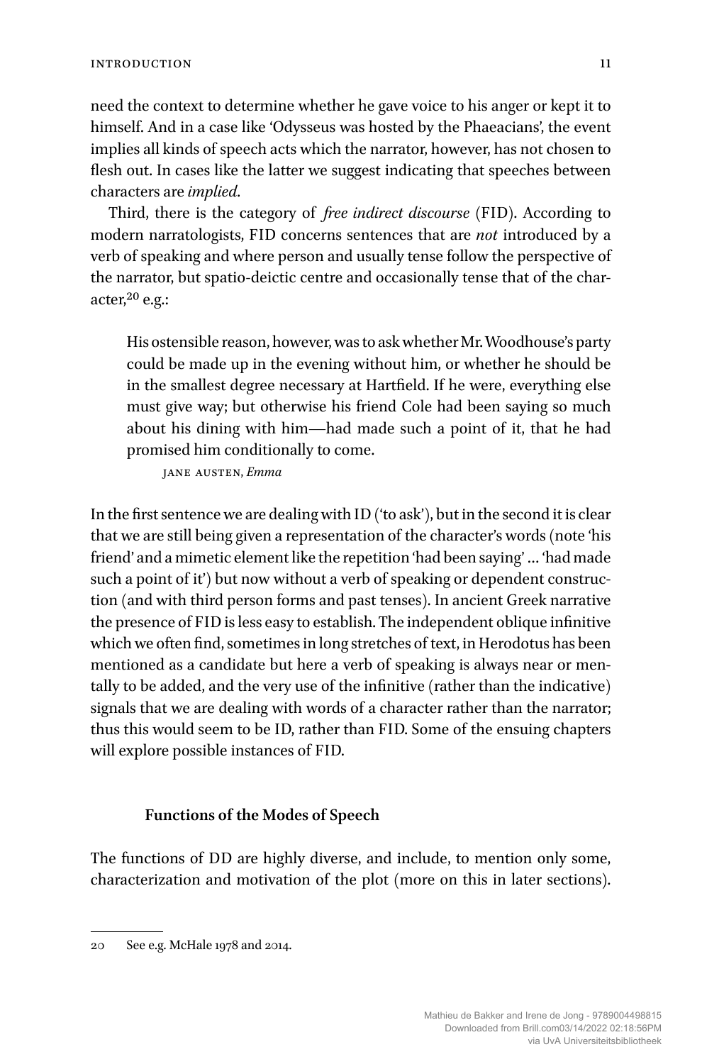need the context to determine whether he gave voice to his anger or kept it to himself. And in a case like 'Odysseus was hosted by the Phaeacians', the event implies all kinds of speech acts which the narrator, however, has not chosen to flesh out. In cases like the latter we suggest indicating that speeches between characters are *implied*.

Third, there is the category of *free indirect discourse* (FID). According to modern narratologists, FID concerns sentences that are *not* introduced by a verb of speaking and where person and usually tense follow the perspective of the narrator, but spatio-deictic centre and occasionally tense that of the character,[20] e.g.:

> His ostensible reason, however, was to ask whether Mr. Woodhouse's party could be made up in the evening without him, or whether he should be in the smallest degree necessary at Hartfield. If he were, everything else must give way; but otherwise his friend Cole had been saying so much about his dining with him—had made such a point of it, that he had promised him conditionally to come.
>
> JANE AUSTEN, *Emma*

In the first sentence we are dealing with ID ('to ask'), but in the second it is clear that we are still being given a representation of the character's words (note 'his friend' and a mimetic element like the repetition 'had been saying' … 'had made such a point of it') but now without a verb of speaking or dependent construction (and with third person forms and past tenses). In ancient Greek narrative the presence of FID is less easy to establish. The independent oblique infinitive which we often find, sometimes in long stretches of text, in Herodotus has been mentioned as a candidate but here a verb of speaking is always near or mentally to be added, and the very use of the infinitive (rather than the indicative) signals that we are dealing with words of a character rather than the narrator; thus this would seem to be ID, rather than FID. Some of the ensuing chapters will explore possible instances of FID.

### Functions of the Modes of Speech

The functions of DD are highly diverse, and include, to mention only some, characterization and motivation of the plot (more on this in later sections).

---

20 See e.g. McHale 1978 and 2014.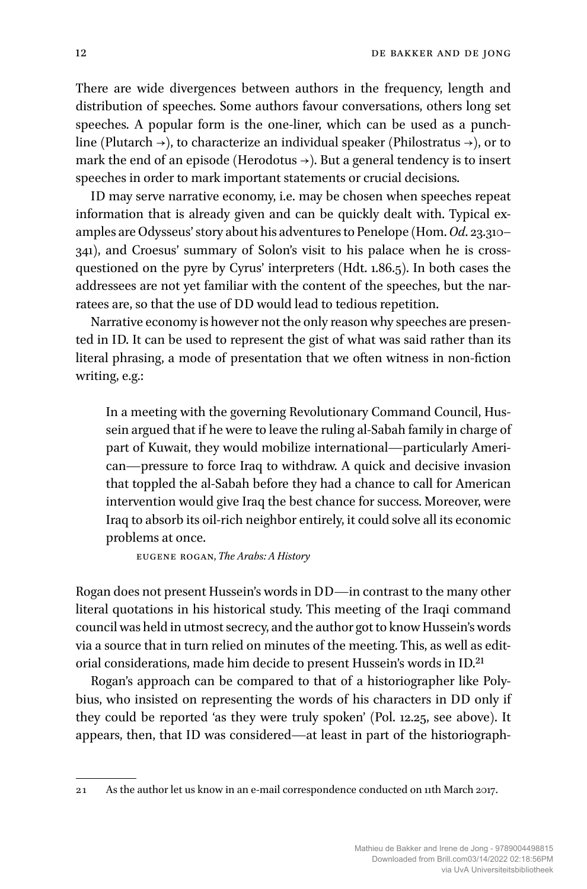There are wide divergences between authors in the frequency, length and distribution of speeches. Some authors favour conversations, others long set speeches. A popular form is the one-liner, which can be used as a punchline (Plutarch →), to characterize an individual speaker (Philostratus →), or to mark the end of an episode (Herodotus →). But a general tendency is to insert speeches in order to mark important statements or crucial decisions.

ID may serve narrative economy, i.e. may be chosen when speeches repeat information that is already given and can be quickly dealt with. Typical examples are Odysseus' story about his adventures to Penelope (Hom. *Od.* 23.310–341), and Croesus' summary of Solon's visit to his palace when he is cross-questioned on the pyre by Cyrus' interpreters (Hdt. 1.86.5). In both cases the addressees are not yet familiar with the content of the speeches, but the narratees are, so that the use of DD would lead to tedious repetition.

Narrative economy is however not the only reason why speeches are presented in ID. It can be used to represent the gist of what was said rather than its literal phrasing, a mode of presentation that we often witness in non-fiction writing, e.g.:

> In a meeting with the governing Revolutionary Command Council, Hussein argued that if he were to leave the ruling al-Sabah family in charge of part of Kuwait, they would mobilize international—particularly American—pressure to force Iraq to withdraw. A quick and decisive invasion that toppled the al-Sabah before they had a chance to call for American intervention would give Iraq the best chance for success. Moreover, were Iraq to absorb its oil-rich neighbor entirely, it could solve all its economic problems at once.
>
> EUGENE ROGAN, *The Arabs: A History*

Rogan does not present Hussein's words in DD—in contrast to the many other literal quotations in his historical study. This meeting of the Iraqi command council was held in utmost secrecy, and the author got to know Hussein's words via a source that in turn relied on minutes of the meeting. This, as well as editorial considerations, made him decide to present Hussein's words in ID.[21]

Rogan's approach can be compared to that of a historiographer like Polybius, who insisted on representing the words of his characters in DD only if they could be reported 'as they were truly spoken' (Pol. 12.25, see above). It appears, then, that ID was considered—at least in part of the historiograph-

---

21 As the author let us know in an e-mail correspondence conducted on 11th March 2017.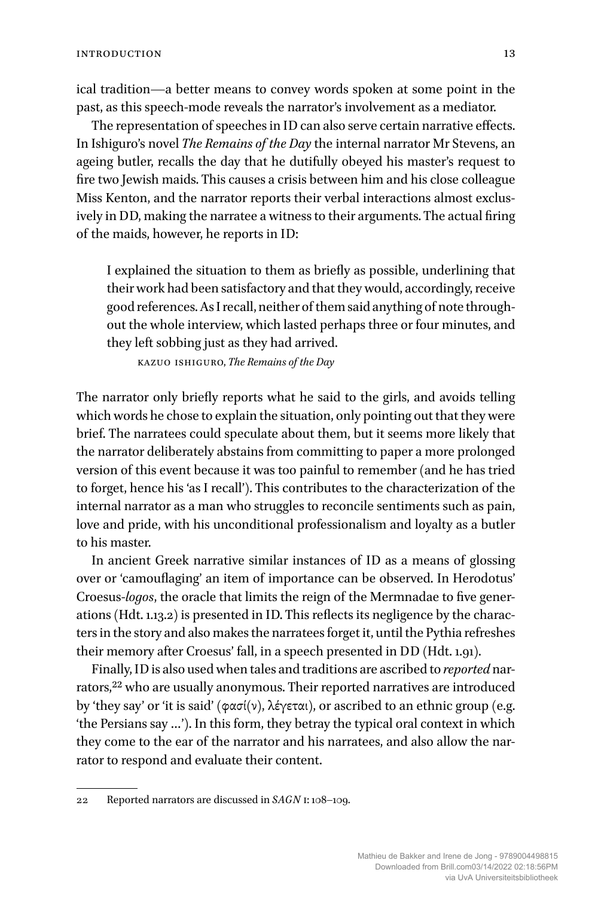ical tradition—a better means to convey words spoken at some point in the past, as this speech-mode reveals the narrator's involvement as a mediator.

The representation of speeches in ID can also serve certain narrative effects. In Ishiguro's novel *The Remains of the Day* the internal narrator Mr Stevens, an ageing butler, recalls the day that he dutifully obeyed his master's request to fire two Jewish maids. This causes a crisis between him and his close colleague Miss Kenton, and the narrator reports their verbal interactions almost exclusively in DD, making the narratee a witness to their arguments. The actual firing of the maids, however, he reports in ID:

> I explained the situation to them as briefly as possible, underlining that their work had been satisfactory and that they would, accordingly, receive good references. As I recall, neither of them said anything of note throughout the whole interview, which lasted perhaps three or four minutes, and they left sobbing just as they had arrived.
>
> KAZUO ISHIGURO, *The Remains of the Day*

The narrator only briefly reports what he said to the girls, and avoids telling which words he chose to explain the situation, only pointing out that they were brief. The narratees could speculate about them, but it seems more likely that the narrator deliberately abstains from committing to paper a more prolonged version of this event because it was too painful to remember (and he has tried to forget, hence his 'as I recall'). This contributes to the characterization of the internal narrator as a man who struggles to reconcile sentiments such as pain, love and pride, with his unconditional professionalism and loyalty as a butler to his master.

In ancient Greek narrative similar instances of ID as a means of glossing over or 'camouflaging' an item of importance can be observed. In Herodotus' Croesus-*logos*, the oracle that limits the reign of the Mermnadae to five generations (Hdt. 1.13.2) is presented in ID. This reflects its negligence by the characters in the story and also makes the narratees forget it, until the Pythia refreshes their memory after Croesus' fall, in a speech presented in DD (Hdt. 1.91).

Finally, ID is also used when tales and traditions are ascribed to *reported* narrators,[22] who are usually anonymous. Their reported narratives are introduced by 'they say' or 'it is said' (φασί(ν), λέγεται), or ascribed to an ethnic group (e.g. 'the Persians say …'). In this form, they betray the typical oral context in which they come to the ear of the narrator and his narratees, and also allow the narrator to respond and evaluate their content.

---

22 Reported narrators are discussed in *SAGN* 1: 108–109.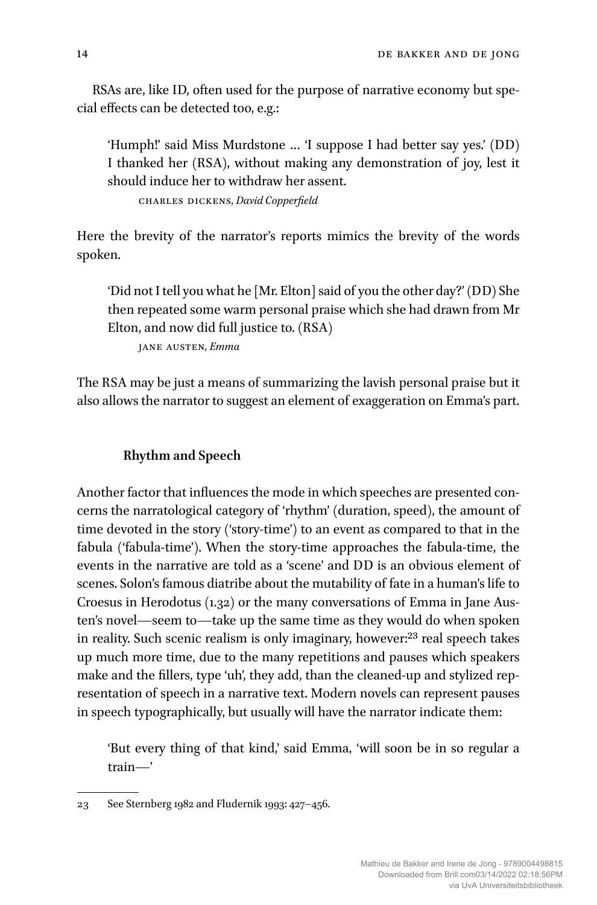RSAs are, like ID, often used for the purpose of narrative economy but special effects can be detected too, e.g.:

> 'Humph!' said Miss Murdstone … 'I suppose I had better say yes.' (DD) I thanked her (RSA), without making any demonstration of joy, lest it should induce her to withdraw her assent.
>
> CHARLES DICKENS, *David Copperfield*

Here the brevity of the narrator's reports mimics the brevity of the words spoken.

> 'Did not I tell you what he [Mr. Elton] said of you the other day?' (DD) She then repeated some warm personal praise which she had drawn from Mr Elton, and now did full justice to. (RSA)
>
> JANE AUSTEN, *Emma*

The RSA may be just a means of summarizing the lavish personal praise but it also allows the narrator to suggest an element of exaggeration on Emma's part.

## Rhythm and Speech

Another factor that influences the mode in which speeches are presented concerns the narratological category of 'rhythm' (duration, speed), the amount of time devoted in the story ('story-time') to an event as compared to that in the fabula ('fabula-time'). When the story-time approaches the fabula-time, the events in the narrative are told as a 'scene' and DD is an obvious element of scenes. Solon's famous diatribe about the mutability of fate in a human's life to Croesus in Herodotus (1.32) or the many conversations of Emma in Jane Austen's novel—seem to—take up the same time as they would do when spoken in reality. Such scenic realism is only imaginary, however:[23] real speech takes up much more time, due to the many repetitions and pauses which speakers make and the fillers, type 'uh', they add, than the cleaned-up and stylized representation of speech in a narrative text. Modern novels can represent pauses in speech typographically, but usually will have the narrator indicate them:

> 'But every thing of that kind,' said Emma, 'will soon be in so regular a train—'

---

23 See Sternberg 1982 and Fludernik 1993: 427–456.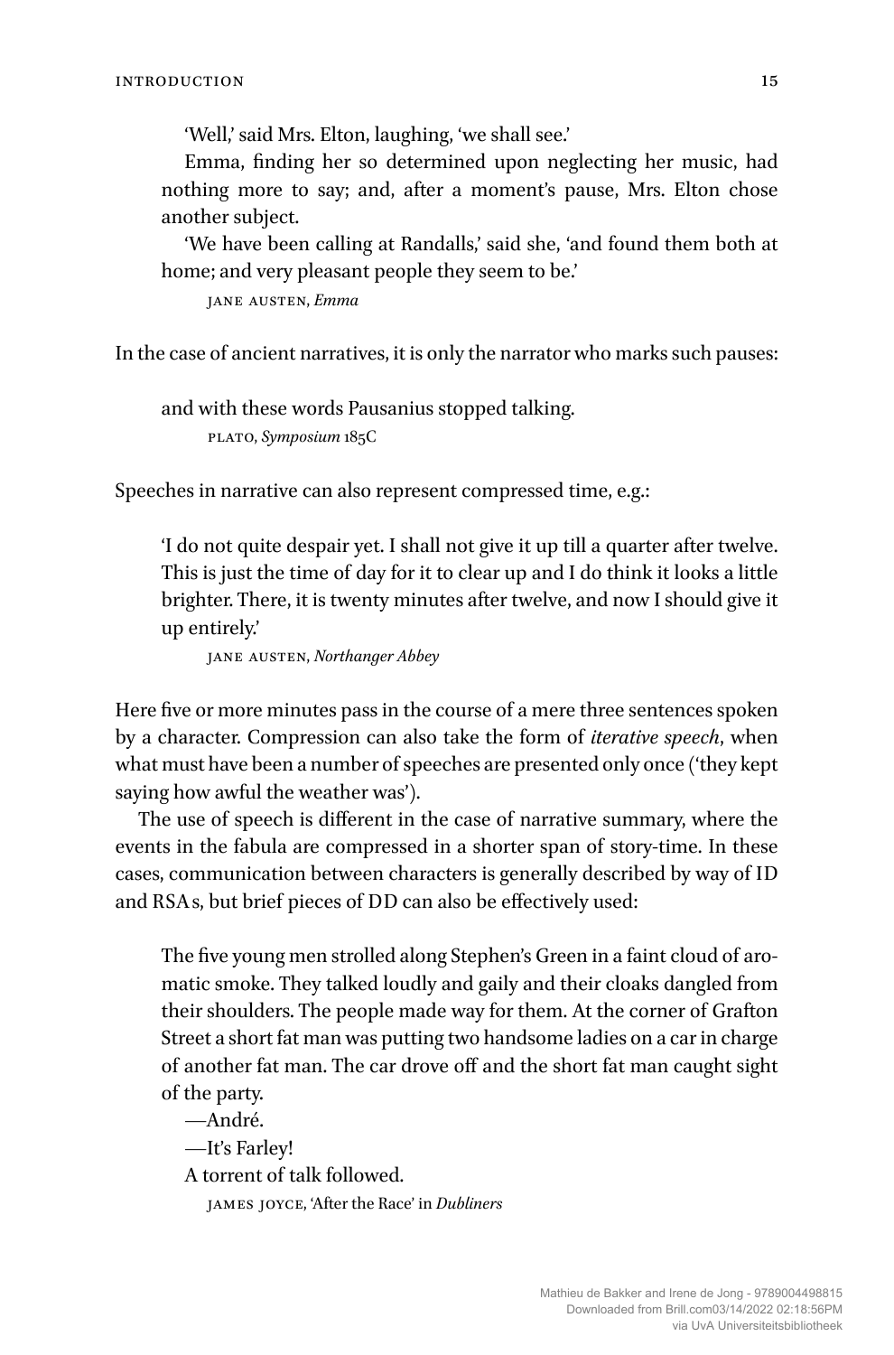> 'Well,' said Mrs. Elton, laughing, 'we shall see.'
>
> Emma, finding her so determined upon neglecting her music, had nothing more to say; and, after a moment's pause, Mrs. Elton chose another subject.
>
> 'We have been calling at Randalls,' said she, 'and found them both at home; and very pleasant people they seem to be.'
>
> JANE AUSTEN, *Emma*

In the case of ancient narratives, it is only the narrator who marks such pauses:

> and with these words Pausanius stopped talking.
>
> PLATO, *Symposium* 185C

Speeches in narrative can also represent compressed time, e.g.:

> 'I do not quite despair yet. I shall not give it up till a quarter after twelve. This is just the time of day for it to clear up and I do think it looks a little brighter. There, it is twenty minutes after twelve, and now I should give it up entirely.'
>
> JANE AUSTEN, *Northanger Abbey*

Here five or more minutes pass in the course of a mere three sentences spoken by a character. Compression can also take the form of *iterative speech*, when what must have been a number of speeches are presented only once ('they kept saying how awful the weather was').

The use of speech is different in the case of narrative summary, where the events in the fabula are compressed in a shorter span of story-time. In these cases, communication between characters is generally described by way of ID and RSAs, but brief pieces of DD can also be effectively used:

> The five young men strolled along Stephen's Green in a faint cloud of aromatic smoke. They talked loudly and gaily and their cloaks dangled from their shoulders. The people made way for them. At the corner of Grafton Street a short fat man was putting two handsome ladies on a car in charge of another fat man. The car drove off and the short fat man caught sight of the party.
>
> —André.
>
> —It's Farley!
>
> A torrent of talk followed.
>
> JAMES JOYCE, 'After the Race' in *Dubliners*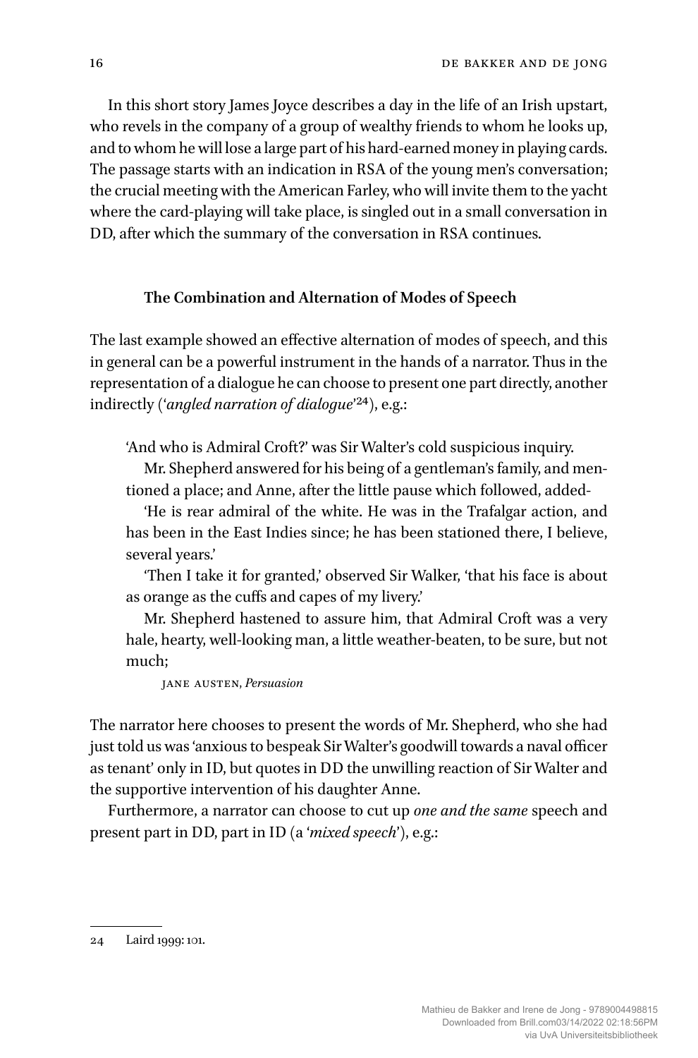In this short story James Joyce describes a day in the life of an Irish upstart, who revels in the company of a group of wealthy friends to whom he looks up, and to whom he will lose a large part of his hard-earned money in playing cards. The passage starts with an indication in RSA of the young men's conversation; the crucial meeting with the American Farley, who will invite them to the yacht where the card-playing will take place, is singled out in a small conversation in DD, after which the summary of the conversation in RSA continues.

### The Combination and Alternation of Modes of Speech

The last example showed an effective alternation of modes of speech, and this in general can be a powerful instrument in the hands of a narrator. Thus in the representation of a dialogue he can choose to present one part directly, another indirectly ('*angled narration of dialogue*'[24]), e.g.:

> 'And who is Admiral Croft?' was Sir Walter's cold suspicious inquiry.
>
> Mr. Shepherd answered for his being of a gentleman's family, and mentioned a place; and Anne, after the little pause which followed, added-
>
> 'He is rear admiral of the white. He was in the Trafalgar action, and has been in the East Indies since; he has been stationed there, I believe, several years.'
>
> 'Then I take it for granted,' observed Sir Walker, 'that his face is about as orange as the cuffs and capes of my livery.'
>
> Mr. Shepherd hastened to assure him, that Admiral Croft was a very hale, hearty, well-looking man, a little weather-beaten, to be sure, but not much;
>
> JANE AUSTEN, *Persuasion*

The narrator here chooses to present the words of Mr. Shepherd, who she had just told us was 'anxious to bespeak Sir Walter's goodwill towards a naval officer as tenant' only in ID, but quotes in DD the unwilling reaction of Sir Walter and the supportive intervention of his daughter Anne.

Furthermore, a narrator can choose to cut up *one and the same* speech and present part in DD, part in ID (a '*mixed speech*'), e.g.:

---

24 Laird 1999: 101.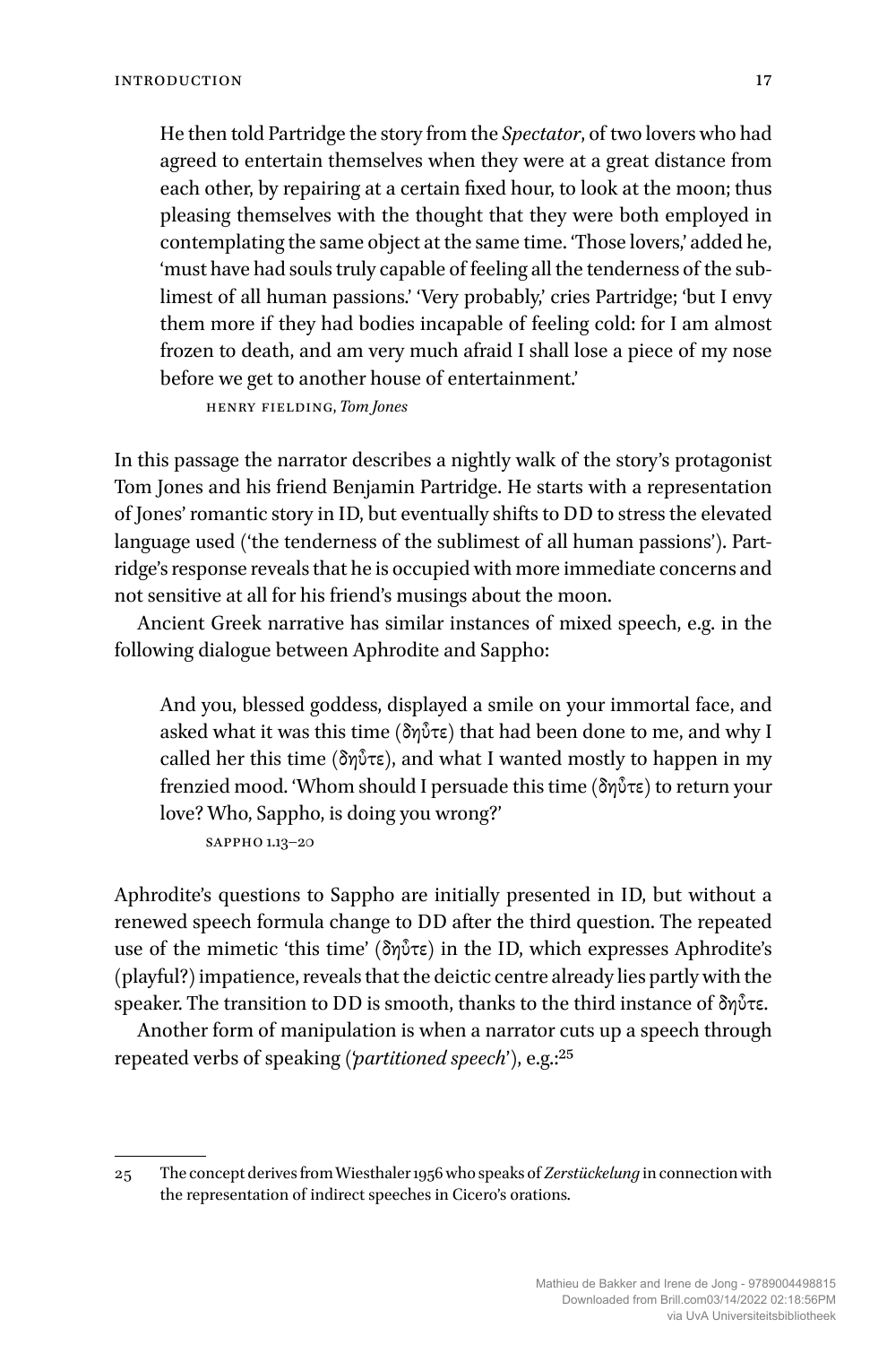He then told Partridge the story from the *Spectator*, of two lovers who had agreed to entertain themselves when they were at a great distance from each other, by repairing at a certain fixed hour, to look at the moon; thus pleasing themselves with the thought that they were both employed in contemplating the same object at the same time. 'Those lovers,' added he, 'must have had souls truly capable of feeling all the tenderness of the sublimest of all human passions.' 'Very probably,' cries Partridge; 'but I envy them more if they had bodies incapable of feeling cold: for I am almost frozen to death, and am very much afraid I shall lose a piece of my nose before we get to another house of entertainment.'

HENRY FIELDING, *Tom Jones*

In this passage the narrator describes a nightly walk of the story's protagonist Tom Jones and his friend Benjamin Partridge. He starts with a representation of Jones' romantic story in ID, but eventually shifts to DD to stress the elevated language used ('the tenderness of the sublimest of all human passions'). Partridge's response reveals that he is occupied with more immediate concerns and not sensitive at all for his friend's musings about the moon.

Ancient Greek narrative has similar instances of mixed speech, e.g. in the following dialogue between Aphrodite and Sappho:

And you, blessed goddess, displayed a smile on your immortal face, and asked what it was this time (δηὖτε) that had been done to me, and why I called her this time (δηὖτε), and what I wanted mostly to happen in my frenzied mood. 'Whom should I persuade this time (δηὖτε) to return your love? Who, Sappho, is doing you wrong?'

SAPPHO 1.13–20

Aphrodite's questions to Sappho are initially presented in ID, but without a renewed speech formula change to DD after the third question. The repeated use of the mimetic 'this time' (δηὖτε) in the ID, which expresses Aphrodite's (playful?) impatience, reveals that the deictic centre already lies partly with the speaker. The transition to DD is smooth, thanks to the third instance of δηὖτε.

Another form of manipulation is when a narrator cuts up a speech through repeated verbs of speaking ('*partitioned speech*'), e.g.:[25]

---

25 The concept derives from Wiesthaler 1956 who speaks of *Zerstückelung* in connection with the representation of indirect speeches in Cicero's orations.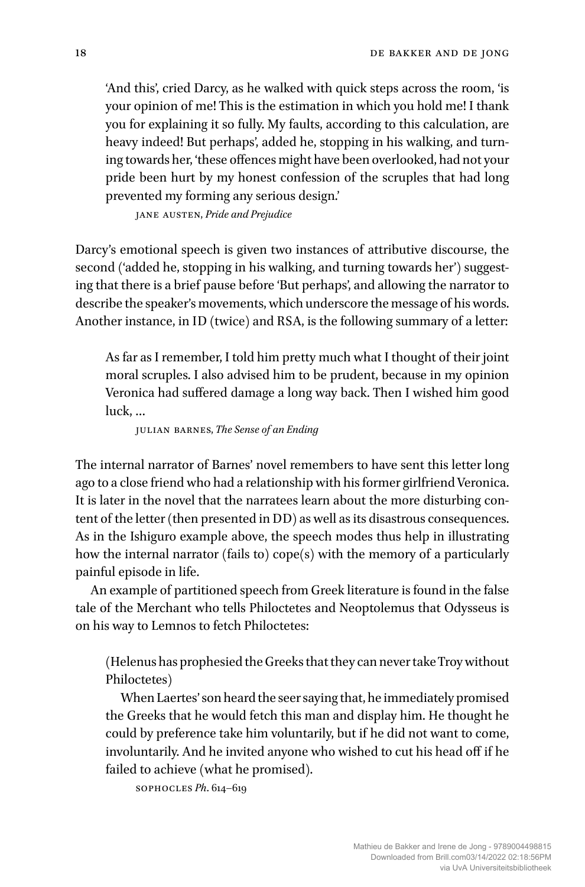> 'And this', cried Darcy, as he walked with quick steps across the room, 'is your opinion of me! This is the estimation in which you hold me! I thank you for explaining it so fully. My faults, according to this calculation, are heavy indeed! But perhaps', added he, stopping in his walking, and turning towards her, 'these offences might have been overlooked, had not your pride been hurt by my honest confession of the scruples that had long prevented my forming any serious design.'
>
> JANE AUSTEN, *Pride and Prejudice*

Darcy's emotional speech is given two instances of attributive discourse, the second ('added he, stopping in his walking, and turning towards her') suggesting that there is a brief pause before 'But perhaps', and allowing the narrator to describe the speaker's movements, which underscore the message of his words. Another instance, in ID (twice) and RSA, is the following summary of a letter:

> As far as I remember, I told him pretty much what I thought of their joint moral scruples. I also advised him to be prudent, because in my opinion Veronica had suffered damage a long way back. Then I wished him good luck, …
>
> JULIAN BARNES, *The Sense of an Ending*

The internal narrator of Barnes' novel remembers to have sent this letter long ago to a close friend who had a relationship with his former girlfriend Veronica. It is later in the novel that the narratees learn about the more disturbing content of the letter (then presented in DD) as well as its disastrous consequences. As in the Ishiguro example above, the speech modes thus help in illustrating how the internal narrator (fails to) cope(s) with the memory of a particularly painful episode in life.

An example of partitioned speech from Greek literature is found in the false tale of the Merchant who tells Philoctetes and Neoptolemus that Odysseus is on his way to Lemnos to fetch Philoctetes:

> (Helenus has prophesied the Greeks that they can never take Troy without Philoctetes)
>
> When Laertes' son heard the seer saying that, he immediately promised the Greeks that he would fetch this man and display him. He thought he could by preference take him voluntarily, but if he did not want to come, involuntarily. And he invited anyone who wished to cut his head off if he failed to achieve (what he promised).
>
> SOPHOCLES *Ph.* 614–619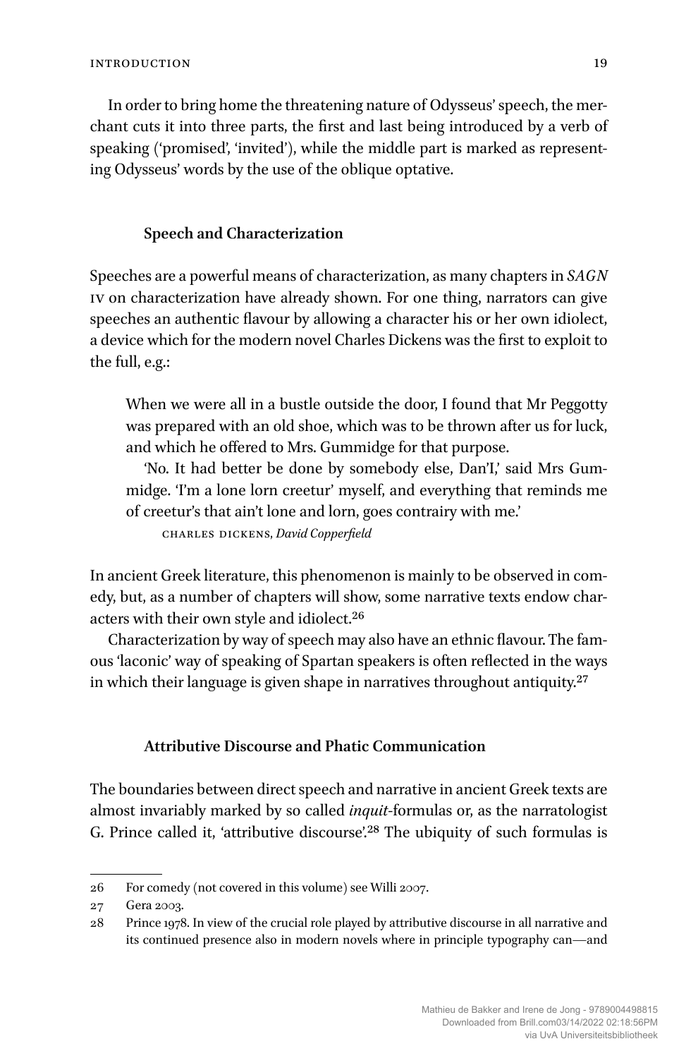In order to bring home the threatening nature of Odysseus' speech, the merchant cuts it into three parts, the first and last being introduced by a verb of speaking ('promised', 'invited'), while the middle part is marked as representing Odysseus' words by the use of the oblique optative.

### Speech and Characterization

Speeches are a powerful means of characterization, as many chapters in *SAGN* IV on characterization have already shown. For one thing, narrators can give speeches an authentic flavour by allowing a character his or her own idiolect, a device which for the modern novel Charles Dickens was the first to exploit to the full, e.g.:

> When we were all in a bustle outside the door, I found that Mr Peggotty was prepared with an old shoe, which was to be thrown after us for luck, and which he offered to Mrs. Gummidge for that purpose.
>
> 'No. It had better be done by somebody else, Dan'I,' said Mrs Gummidge. 'I'm a lone lorn creetur' myself, and everything that reminds me of creetur's that ain't lone and lorn, goes contrairy with me.'
>
> CHARLES DICKENS, *David Copperfield*

In ancient Greek literature, this phenomenon is mainly to be observed in comedy, but, as a number of chapters will show, some narrative texts endow characters with their own style and idiolect.[26]

Characterization by way of speech may also have an ethnic flavour. The famous 'laconic' way of speaking of Spartan speakers is often reflected in the ways in which their language is given shape in narratives throughout antiquity.[27]

### Attributive Discourse and Phatic Communication

The boundaries between direct speech and narrative in ancient Greek texts are almost invariably marked by so called *inquit*-formulas or, as the narratologist G. Prince called it, 'attributive discourse'.[28] The ubiquity of such formulas is

---

26 For comedy (not covered in this volume) see Willi 2007.

27 Gera 2003.

28 Prince 1978. In view of the crucial role played by attributive discourse in all narrative and its continued presence also in modern novels where in principle typography can—and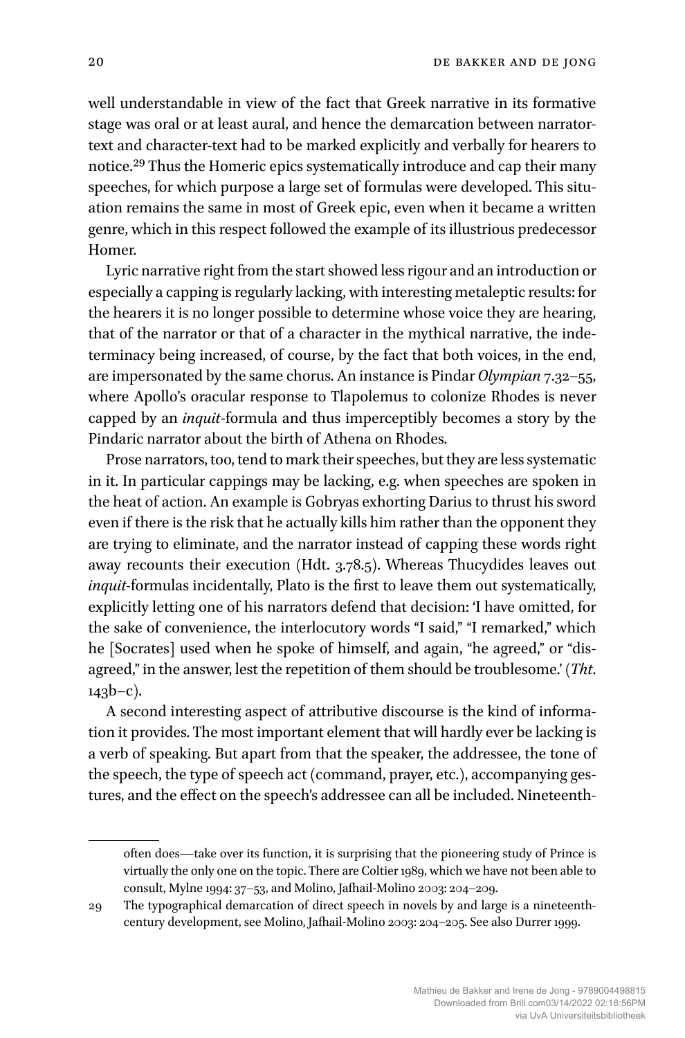well understandable in view of the fact that Greek narrative in its formative stage was oral or at least aural, and hence the demarcation between narrator-text and character-text had to be marked explicitly and verbally for hearers to notice.[29] Thus the Homeric epics systematically introduce and cap their many speeches, for which purpose a large set of formulas were developed. This situation remains the same in most of Greek epic, even when it became a written genre, which in this respect followed the example of its illustrious predecessor Homer.

Lyric narrative right from the start showed less rigour and an introduction or especially a capping is regularly lacking, with interesting metaleptic results: for the hearers it is no longer possible to determine whose voice they are hearing, that of the narrator or that of a character in the mythical narrative, the indeterminacy being increased, of course, by the fact that both voices, in the end, are impersonated by the same chorus. An instance is Pindar *Olympian* 7.32–55, where Apollo's oracular response to Tlapolemus to colonize Rhodes is never capped by an *inquit*-formula and thus imperceptibly becomes a story by the Pindaric narrator about the birth of Athena on Rhodes.

Prose narrators, too, tend to mark their speeches, but they are less systematic in it. In particular cappings may be lacking, e.g. when speeches are spoken in the heat of action. An example is Gobryas exhorting Darius to thrust his sword even if there is the risk that he actually kills him rather than the opponent they are trying to eliminate, and the narrator instead of capping these words right away recounts their execution (Hdt. 3.78.5). Whereas Thucydides leaves out *inquit*-formulas incidentally, Plato is the first to leave them out systematically, explicitly letting one of his narrators defend that decision: 'I have omitted, for the sake of convenience, the interlocutory words "I said," "I remarked," which he [Socrates] used when he spoke of himself, and again, "he agreed," or "disagreed," in the answer, lest the repetition of them should be troublesome.' (*Tht*. 143b–c).

A second interesting aspect of attributive discourse is the kind of information it provides. The most important element that will hardly ever be lacking is a verb of speaking. But apart from that the speaker, the addressee, the tone of the speech, the type of speech act (command, prayer, etc.), accompanying gestures, and the effect on the speech's addressee can all be included. Nineteenth-

often does—take over its function, it is surprising that the pioneering study of Prince is virtually the only one on the topic. There are Coltier 1989, which we have not been able to consult, Mylne 1994: 37–53, and Molino, Jafhail-Molino 2003: 204–209.

29 The typographical demarcation of direct speech in novels by and large is a nineteenth-century development, see Molino, Jafhail-Molino 2003: 204–205. See also Durrer 1999.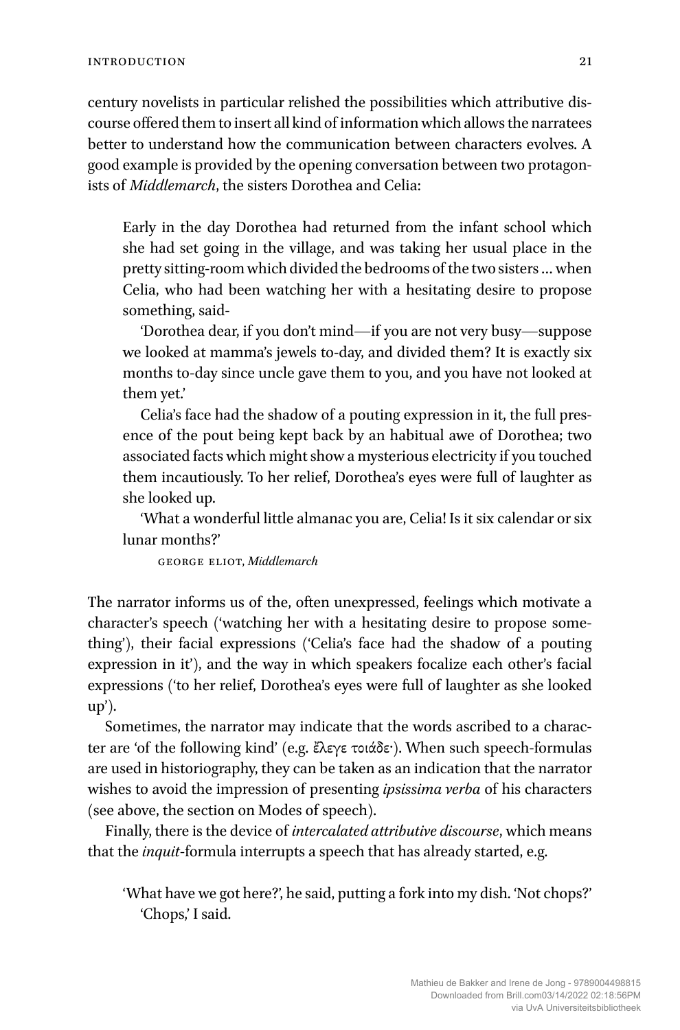century novelists in particular relished the possibilities which attributive discourse offered them to insert all kind of information which allows the narratees better to understand how the communication between characters evolves. A good example is provided by the opening conversation between two protagonists of *Middlemarch*, the sisters Dorothea and Celia:

> Early in the day Dorothea had returned from the infant school which she had set going in the village, and was taking her usual place in the pretty sitting-room which divided the bedrooms of the two sisters … when Celia, who had been watching her with a hesitating desire to propose something, said-
>
> 'Dorothea dear, if you don't mind—if you are not very busy—suppose we looked at mamma's jewels to-day, and divided them? It is exactly six months to-day since uncle gave them to you, and you have not looked at them yet.'
>
> Celia's face had the shadow of a pouting expression in it, the full presence of the pout being kept back by an habitual awe of Dorothea; two associated facts which might show a mysterious electricity if you touched them incautiously. To her relief, Dorothea's eyes were full of laughter as she looked up.
>
> 'What a wonderful little almanac you are, Celia! Is it six calendar or six lunar months?'
>
> GEORGE ELIOT, *Middlemarch*

The narrator informs us of the, often unexpressed, feelings which motivate a character's speech ('watching her with a hesitating desire to propose something'), their facial expressions ('Celia's face had the shadow of a pouting expression in it'), and the way in which speakers focalize each other's facial expressions ('to her relief, Dorothea's eyes were full of laughter as she looked up').

Sometimes, the narrator may indicate that the words ascribed to a character are 'of the following kind' (e.g. ἔλεγε τοιάδε·). When such speech-formulas are used in historiography, they can be taken as an indication that the narrator wishes to avoid the impression of presenting *ipsissima verba* of his characters (see above, the section on Modes of speech).

Finally, there is the device of *intercalated attributive discourse*, which means that the *inquit*-formula interrupts a speech that has already started, e.g.

> 'What have we got here?', he said, putting a fork into my dish. 'Not chops?'
>
> 'Chops,' I said.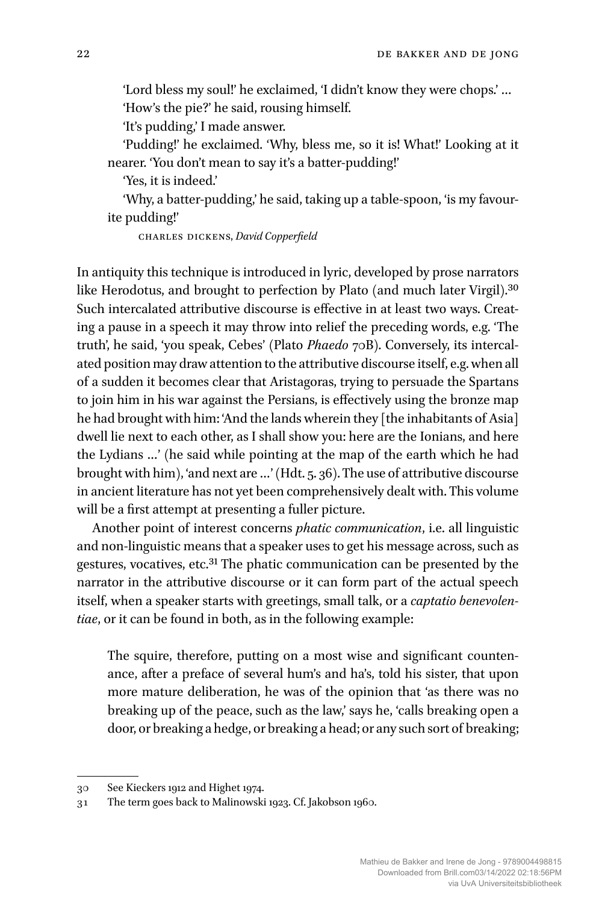> 'Lord bless my soul!' he exclaimed, 'I didn't know they were chops.' …
>
> 'How's the pie?' he said, rousing himself.
>
> 'It's pudding,' I made answer.
>
> 'Pudding!' he exclaimed. 'Why, bless me, so it is! What!' Looking at it nearer. 'You don't mean to say it's a batter-pudding!'
>
> 'Yes, it is indeed.'
>
> 'Why, a batter-pudding,' he said, taking up a table-spoon, 'is my favourite pudding!'
>
> CHARLES DICKENS, *David Copperfield*

In antiquity this technique is introduced in lyric, developed by prose narrators like Herodotus, and brought to perfection by Plato (and much later Virgil).[30] Such intercalated attributive discourse is effective in at least two ways. Creating a pause in a speech it may throw into relief the preceding words, e.g. 'The truth', he said, 'you speak, Cebes' (Plato *Phaedo* 70B). Conversely, its intercalated position may draw attention to the attributive discourse itself, e.g. when all of a sudden it becomes clear that Aristagoras, trying to persuade the Spartans to join him in his war against the Persians, is effectively using the bronze map he had brought with him: 'And the lands wherein they [the inhabitants of Asia] dwell lie next to each other, as I shall show you: here are the Ionians, and here the Lydians …' (he said while pointing at the map of the earth which he had brought with him), 'and next are …' (Hdt. 5. 36). The use of attributive discourse in ancient literature has not yet been comprehensively dealt with. This volume will be a first attempt at presenting a fuller picture.

Another point of interest concerns *phatic communication*, i.e. all linguistic and non-linguistic means that a speaker uses to get his message across, such as gestures, vocatives, etc.[31] The phatic communication can be presented by the narrator in the attributive discourse or it can form part of the actual speech itself, when a speaker starts with greetings, small talk, or a *captatio benevolentiae*, or it can be found in both, as in the following example:

> The squire, therefore, putting on a most wise and significant countenance, after a preface of several hum's and ha's, told his sister, that upon more mature deliberation, he was of the opinion that 'as there was no breaking up of the peace, such as the law,' says he, 'calls breaking open a door, or breaking a hedge, or breaking a head; or any such sort of breaking;

---

30 See Kieckers 1912 and Highet 1974.

31 The term goes back to Malinowski 1923. Cf. Jakobson 1960.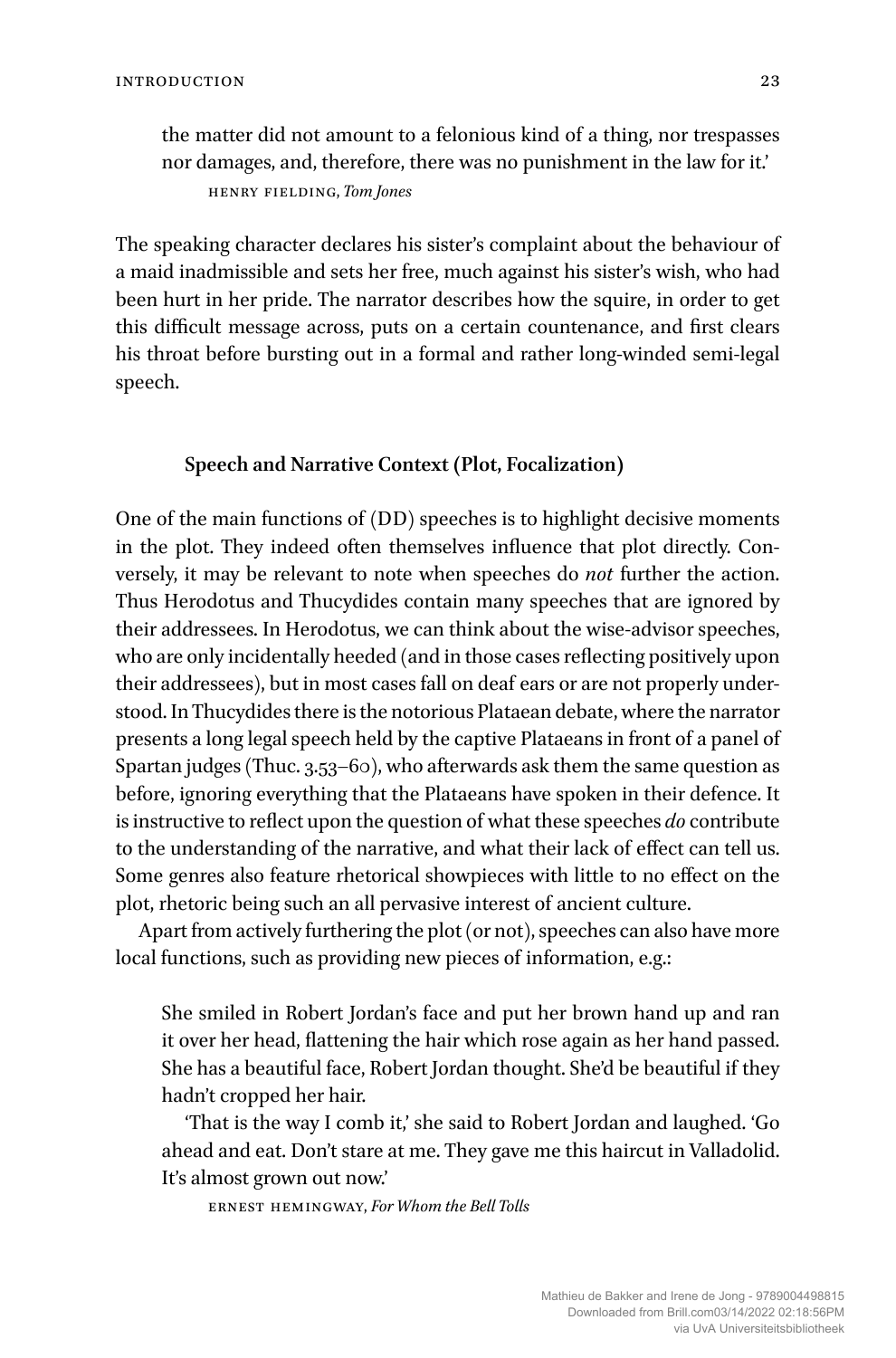the matter did not amount to a felonious kind of a thing, nor trespasses nor damages, and, therefore, there was no punishment in the law for it.'

HENRY FIELDING, *Tom Jones*

The speaking character declares his sister's complaint about the behaviour of a maid inadmissible and sets her free, much against his sister's wish, who had been hurt in her pride. The narrator describes how the squire, in order to get this difficult message across, puts on a certain countenance, and first clears his throat before bursting out in a formal and rather long-winded semi-legal speech.

### Speech and Narrative Context (Plot, Focalization)

One of the main functions of (DD) speeches is to highlight decisive moments in the plot. They indeed often themselves influence that plot directly. Conversely, it may be relevant to note when speeches do *not* further the action. Thus Herodotus and Thucydides contain many speeches that are ignored by their addressees. In Herodotus, we can think about the wise-advisor speeches, who are only incidentally heeded (and in those cases reflecting positively upon their addressees), but in most cases fall on deaf ears or are not properly understood. In Thucydides there is the notorious Plataean debate, where the narrator presents a long legal speech held by the captive Plataeans in front of a panel of Spartan judges (Thuc. 3.53–60), who afterwards ask them the same question as before, ignoring everything that the Plataeans have spoken in their defence. It is instructive to reflect upon the question of what these speeches *do* contribute to the understanding of the narrative, and what their lack of effect can tell us. Some genres also feature rhetorical showpieces with little to no effect on the plot, rhetoric being such an all pervasive interest of ancient culture.

Apart from actively furthering the plot (or not), speeches can also have more local functions, such as providing new pieces of information, e.g.:

> She smiled in Robert Jordan's face and put her brown hand up and ran it over her head, flattening the hair which rose again as her hand passed. She has a beautiful face, Robert Jordan thought. She'd be beautiful if they hadn't cropped her hair.
>
> 'That is the way I comb it,' she said to Robert Jordan and laughed. 'Go ahead and eat. Don't stare at me. They gave me this haircut in Valladolid. It's almost grown out now.'
>
> ERNEST HEMINGWAY, *For Whom the Bell Tolls*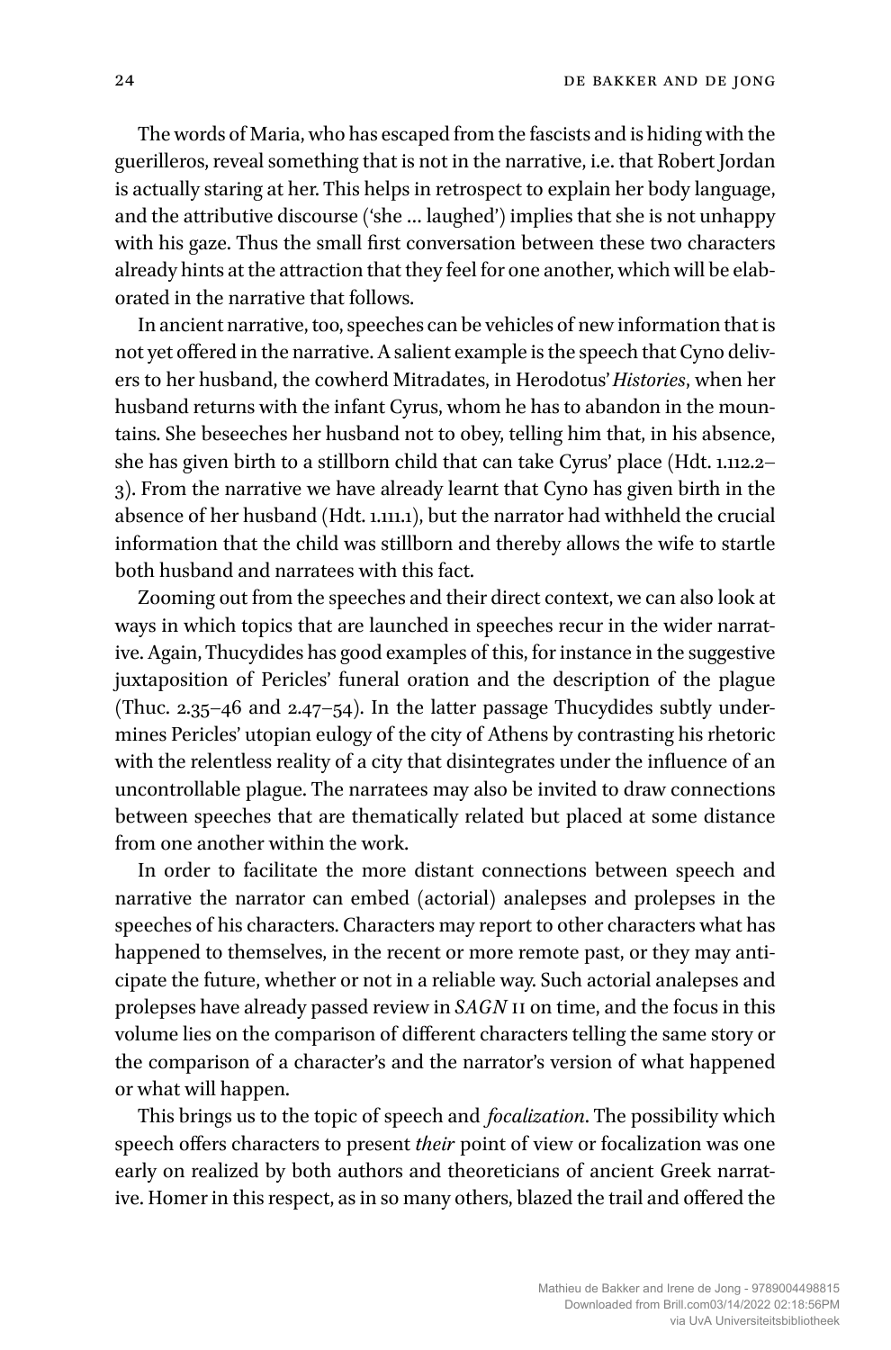The words of Maria, who has escaped from the fascists and is hiding with the guerilleros, reveal something that is not in the narrative, i.e. that Robert Jordan is actually staring at her. This helps in retrospect to explain her body language, and the attributive discourse ('she … laughed') implies that she is not unhappy with his gaze. Thus the small first conversation between these two characters already hints at the attraction that they feel for one another, which will be elaborated in the narrative that follows.

In ancient narrative, too, speeches can be vehicles of new information that is not yet offered in the narrative. A salient example is the speech that Cyno delivers to her husband, the cowherd Mitradates, in Herodotus' *Histories*, when her husband returns with the infant Cyrus, whom he has to abandon in the mountains. She beseeches her husband not to obey, telling him that, in his absence, she has given birth to a stillborn child that can take Cyrus' place (Hdt. 1.112.2–3). From the narrative we have already learnt that Cyno has given birth in the absence of her husband (Hdt. 1.111.1), but the narrator had withheld the crucial information that the child was stillborn and thereby allows the wife to startle both husband and narratees with this fact.

Zooming out from the speeches and their direct context, we can also look at ways in which topics that are launched in speeches recur in the wider narrative. Again, Thucydides has good examples of this, for instance in the suggestive juxtaposition of Pericles' funeral oration and the description of the plague (Thuc. 2.35–46 and 2.47–54). In the latter passage Thucydides subtly undermines Pericles' utopian eulogy of the city of Athens by contrasting his rhetoric with the relentless reality of a city that disintegrates under the influence of an uncontrollable plague. The narratees may also be invited to draw connections between speeches that are thematically related but placed at some distance from one another within the work.

In order to facilitate the more distant connections between speech and narrative the narrator can embed (actorial) analepses and prolepses in the speeches of his characters. Characters may report to other characters what has happened to themselves, in the recent or more remote past, or they may anticipate the future, whether or not in a reliable way. Such actorial analepses and prolepses have already passed review in *SAGN* II on time, and the focus in this volume lies on the comparison of different characters telling the same story or the comparison of a character's and the narrator's version of what happened or what will happen.

This brings us to the topic of speech and *focalization*. The possibility which speech offers characters to present *their* point of view or focalization was one early on realized by both authors and theoreticians of ancient Greek narrative. Homer in this respect, as in so many others, blazed the trail and offered the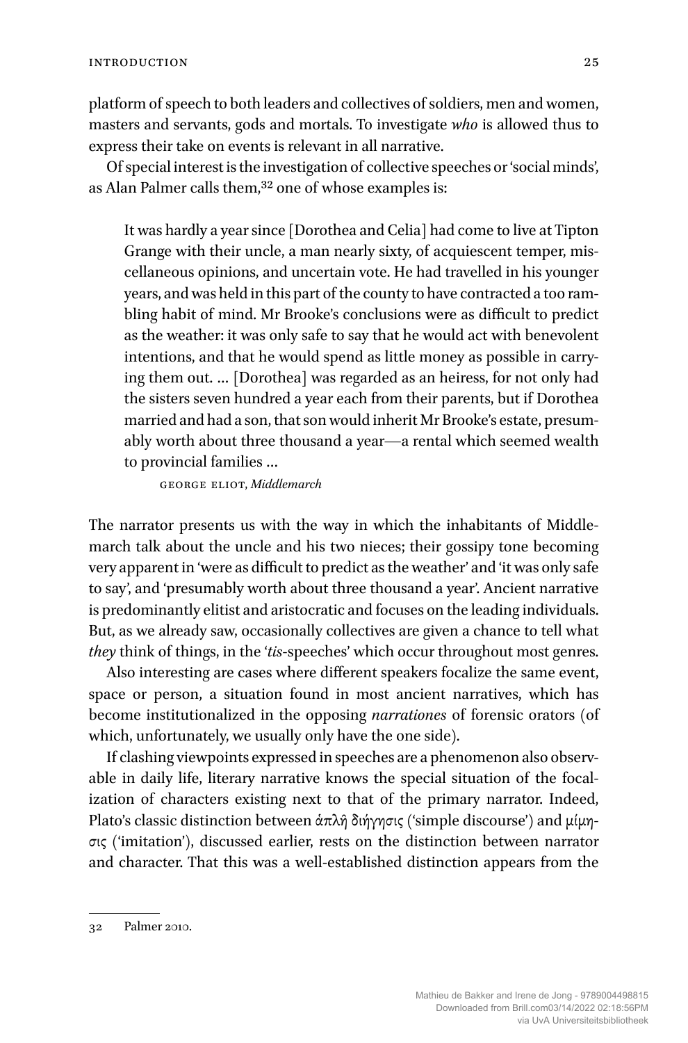platform of speech to both leaders and collectives of soldiers, men and women, masters and servants, gods and mortals. To investigate *who* is allowed thus to express their take on events is relevant in all narrative.

Of special interest is the investigation of collective speeches or 'social minds', as Alan Palmer calls them,[32] one of whose examples is:

> It was hardly a year since [Dorothea and Celia] had come to live at Tipton Grange with their uncle, a man nearly sixty, of acquiescent temper, miscellaneous opinions, and uncertain vote. He had travelled in his younger years, and was held in this part of the county to have contracted a too rambling habit of mind. Mr Brooke's conclusions were as difficult to predict as the weather: it was only safe to say that he would act with benevolent intentions, and that he would spend as little money as possible in carrying them out. … [Dorothea] was regarded as an heiress, for not only had the sisters seven hundred a year each from their parents, but if Dorothea married and had a son, that son would inherit Mr Brooke's estate, presumably worth about three thousand a year—a rental which seemed wealth to provincial families …
>
> GEORGE ELIOT, *Middlemarch*

The narrator presents us with the way in which the inhabitants of Middlemarch talk about the uncle and his two nieces; their gossipy tone becoming very apparent in 'were as difficult to predict as the weather' and 'it was only safe to say', and 'presumably worth about three thousand a year'. Ancient narrative is predominantly elitist and aristocratic and focuses on the leading individuals. But, as we already saw, occasionally collectives are given a chance to tell what *they* think of things, in the '*tis*-speeches' which occur throughout most genres.

Also interesting are cases where different speakers focalize the same event, space or person, a situation found in most ancient narratives, which has become institutionalized in the opposing *narrationes* of forensic orators (of which, unfortunately, we usually only have the one side).

If clashing viewpoints expressed in speeches are a phenomenon also observable in daily life, literary narrative knows the special situation of the focalization of characters existing next to that of the primary narrator. Indeed, Plato's classic distinction between ἁπλῆ διήγησις ('simple discourse') and μίμησις ('imitation'), discussed earlier, rests on the distinction between narrator and character. That this was a well-established distinction appears from the

---

32 Palmer 2010.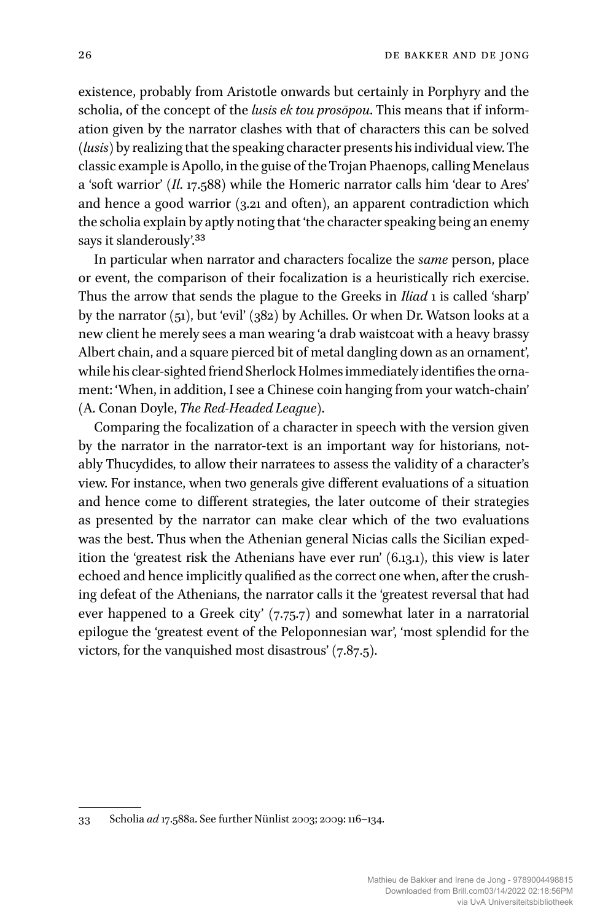existence, probably from Aristotle onwards but certainly in Porphyry and the scholia, of the concept of the *lusis ek tou prosōpou*. This means that if information given by the narrator clashes with that of characters this can be solved (*lusis*) by realizing that the speaking character presents his individual view. The classic example is Apollo, in the guise of the Trojan Phaenops, calling Menelaus a 'soft warrior' (*Il*. 17.588) while the Homeric narrator calls him 'dear to Ares' and hence a good warrior (3.21 and often), an apparent contradiction which the scholia explain by aptly noting that 'the character speaking being an enemy says it slanderously'.[33]

In particular when narrator and characters focalize the *same* person, place or event, the comparison of their focalization is a heuristically rich exercise. Thus the arrow that sends the plague to the Greeks in *Iliad* 1 is called 'sharp' by the narrator (51), but 'evil' (382) by Achilles. Or when Dr. Watson looks at a new client he merely sees a man wearing 'a drab waistcoat with a heavy brassy Albert chain, and a square pierced bit of metal dangling down as an ornament', while his clear-sighted friend Sherlock Holmes immediately identifies the ornament: 'When, in addition, I see a Chinese coin hanging from your watch-chain' (A. Conan Doyle, *The Red-Headed League*).

Comparing the focalization of a character in speech with the version given by the narrator in the narrator-text is an important way for historians, notably Thucydides, to allow their narratees to assess the validity of a character's view. For instance, when two generals give different evaluations of a situation and hence come to different strategies, the later outcome of their strategies as presented by the narrator can make clear which of the two evaluations was the best. Thus when the Athenian general Nicias calls the Sicilian expedition the 'greatest risk the Athenians have ever run' (6.13.1), this view is later echoed and hence implicitly qualified as the correct one when, after the crushing defeat of the Athenians, the narrator calls it the 'greatest reversal that had ever happened to a Greek city' (7.75.7) and somewhat later in a narratorial epilogue the 'greatest event of the Peloponnesian war', 'most splendid for the victors, for the vanquished most disastrous' (7.87.5).

---

33 Scholia *ad* 17.588a. See further Nünlist 2003; 2009: 116–134.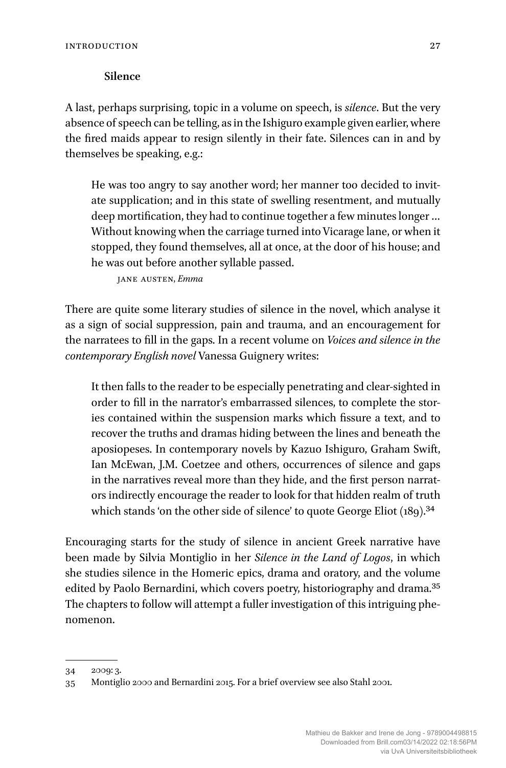### Silence

A last, perhaps surprising, topic in a volume on speech, is *silence*. But the very absence of speech can be telling, as in the Ishiguro example given earlier, where the fired maids appear to resign silently in their fate. Silences can in and by themselves be speaking, e.g.:

> He was too angry to say another word; her manner too decided to invitate supplication; and in this state of swelling resentment, and mutually deep mortification, they had to continue together a few minutes longer … Without knowing when the carriage turned into Vicarage lane, or when it stopped, they found themselves, all at once, at the door of his house; and he was out before another syllable passed.
>
> JANE AUSTEN, *Emma*

There are quite some literary studies of silence in the novel, which analyse it as a sign of social suppression, pain and trauma, and an encouragement for the narratees to fill in the gaps. In a recent volume on *Voices and silence in the contemporary English novel* Vanessa Guignery writes:

> It then falls to the reader to be especially penetrating and clear-sighted in order to fill in the narrator's embarrassed silences, to complete the stories contained within the suspension marks which fissure a text, and to recover the truths and dramas hiding between the lines and beneath the aposiopeses. In contemporary novels by Kazuo Ishiguro, Graham Swift, Ian McEwan, J.M. Coetzee and others, occurrences of silence and gaps in the narratives reveal more than they hide, and the first person narrators indirectly encourage the reader to look for that hidden realm of truth which stands 'on the other side of silence' to quote George Eliot (189).[34]

Encouraging starts for the study of silence in ancient Greek narrative have been made by Silvia Montiglio in her *Silence in the Land of Logos*, in which she studies silence in the Homeric epics, drama and oratory, and the volume edited by Paolo Bernardini, which covers poetry, historiography and drama.[35] The chapters to follow will attempt a fuller investigation of this intriguing phenomenon.

---

34 2009: 3.

35 Montiglio 2000 and Bernardini 2015. For a brief overview see also Stahl 2001.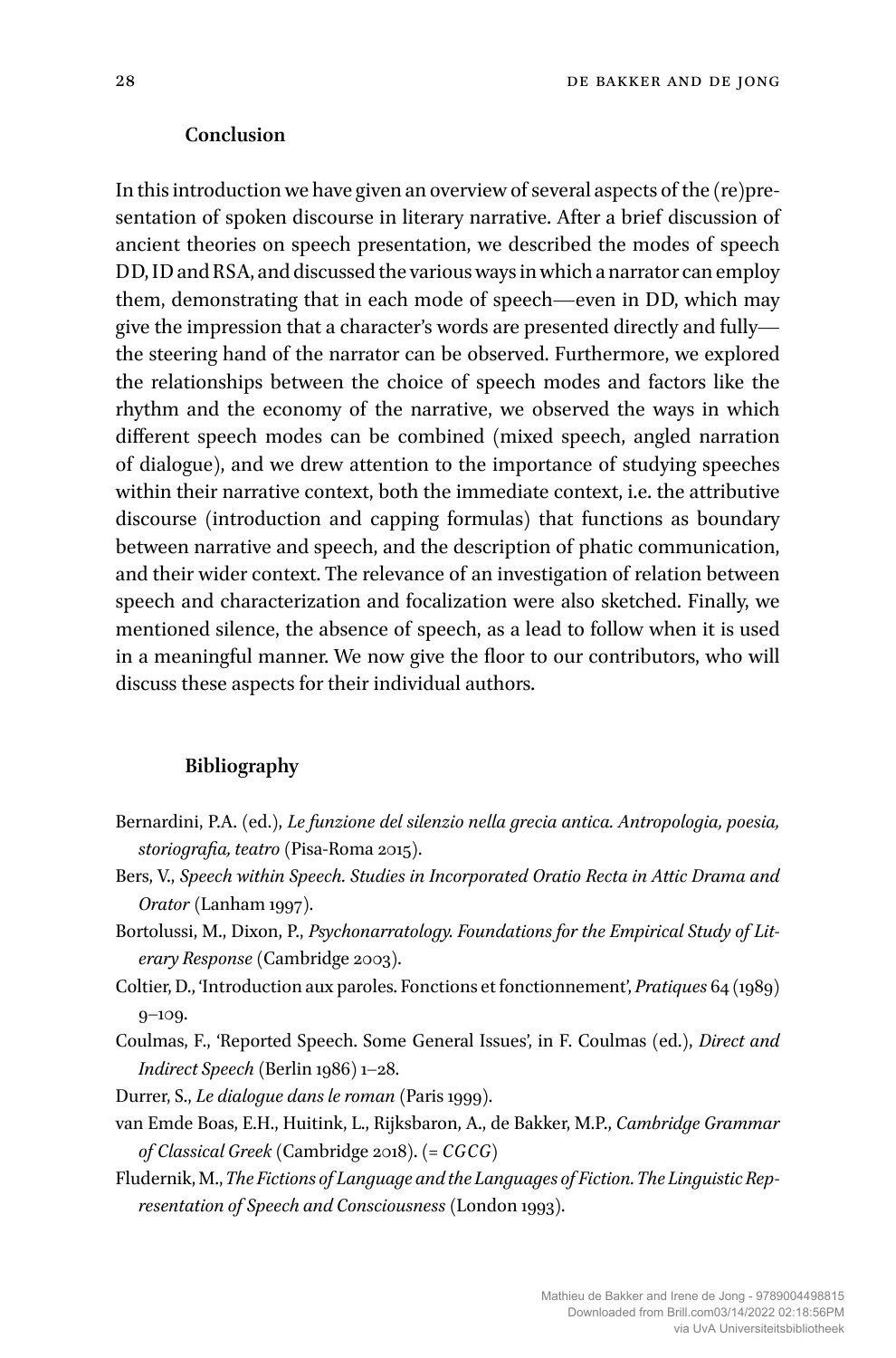## Conclusion

In this introduction we have given an overview of several aspects of the (re)presentation of spoken discourse in literary narrative. After a brief discussion of ancient theories on speech presentation, we described the modes of speech DD, ID and RSA, and discussed the various ways in which a narrator can employ them, demonstrating that in each mode of speech—even in DD, which may give the impression that a character's words are presented directly and fully—the steering hand of the narrator can be observed. Furthermore, we explored the relationships between the choice of speech modes and factors like the rhythm and the economy of the narrative, we observed the ways in which different speech modes can be combined (mixed speech, angled narration of dialogue), and we drew attention to the importance of studying speeches within their narrative context, both the immediate context, i.e. the attributive discourse (introduction and capping formulas) that functions as boundary between narrative and speech, and the description of phatic communication, and their wider context. The relevance of an investigation of relation between speech and characterization and focalization were also sketched. Finally, we mentioned silence, the absence of speech, as a lead to follow when it is used in a meaningful manner. We now give the floor to our contributors, who will discuss these aspects for their individual authors.

## Bibliography

Bernardini, P.A. (ed.), *Le funzione del silenzio nella grecia antica. Antropologia, poesia, storiografia, teatro* (Pisa-Roma 2015).

Bers, V., *Speech within Speech. Studies in Incorporated Oratio Recta in Attic Drama and Orator* (Lanham 1997).

Bortolussi, M., Dixon, P., *Psychonarratology. Foundations for the Empirical Study of Literary Response* (Cambridge 2003).

Coltier, D., 'Introduction aux paroles. Fonctions et fonctionnement', *Pratiques* 64 (1989) 9–109.

Coulmas, F., 'Reported Speech. Some General Issues', in F. Coulmas (ed.), *Direct and Indirect Speech* (Berlin 1986) 1–28.

Durrer, S., *Le dialogue dans le roman* (Paris 1999).

van Emde Boas, E.H., Huitink, L., Rijksbaron, A., de Bakker, M.P., *Cambridge Grammar of Classical Greek* (Cambridge 2018). (= *CGCG*)

Fludernik, M., *The Fictions of Language and the Languages of Fiction. The Linguistic Representation of Speech and Consciousness* (London 1993).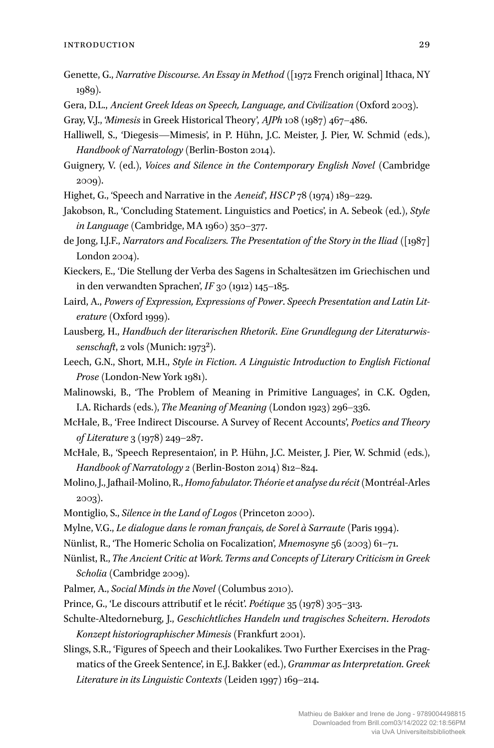Genette, G., *Narrative Discourse. An Essay in Method* ([1972 French original] Ithaca, NY 1989).

Gera, D.L., *Ancient Greek Ideas on Speech, Language, and Civilization* (Oxford 2003).

Gray, V.J., '*Mimesis* in Greek Historical Theory', *AJPh* 108 (1987) 467–486.

Halliwell, S., 'Diegesis—Mimesis', in P. Hühn, J.C. Meister, J. Pier, W. Schmid (eds.), *Handbook of Narratology* (Berlin-Boston 2014).

Guignery, V. (ed.), *Voices and Silence in the Contemporary English Novel* (Cambridge 2009).

Highet, G., 'Speech and Narrative in the *Aeneid*', *HSCP* 78 (1974) 189–229.

Jakobson, R., 'Concluding Statement. Linguistics and Poetics', in A. Sebeok (ed.), *Style in Language* (Cambridge, MA 1960) 350–377.

de Jong, I.J.F., *Narrators and Focalizers. The Presentation of the Story in the Iliad* ([1987] London 2004).

Kieckers, E., 'Die Stellung der Verba des Sagens in Schaltesätzen im Griechischen und in den verwandten Sprachen', *IF* 30 (1912) 145–185.

Laird, A., *Powers of Expression, Expressions of Power*. *Speech Presentation and Latin Literature* (Oxford 1999).

Lausberg, H., *Handbuch der literarischen Rhetorik. Eine Grundlegung der Literaturwissenschaft*, 2 vols (Munich: $1973^2$).

Leech, G.N., Short, M.H., *Style in Fiction. A Linguistic Introduction to English Fictional Prose* (London-New York 1981).

Malinowski, B., 'The Problem of Meaning in Primitive Languages', in C.K. Ogden, I.A. Richards (eds.), *The Meaning of Meaning* (London 1923) 296–336.

McHale, B., 'Free Indirect Discourse. A Survey of Recent Accounts', *Poetics and Theory of Literature* 3 (1978) 249–287.

McHale, B., 'Speech Representaion', in P. Hühn, J.C. Meister, J. Pier, W. Schmid (eds.), *Handbook of Narratology 2* (Berlin-Boston 2014) 812–824.

Molino, J., Jafhail-Molino, R., *Homo fabulator. Théorie et analyse du récit* (Montréal-Arles 2003).

Montiglio, S., *Silence in the Land of Logos* (Princeton 2000).

Mylne, V.G., *Le dialogue dans le roman français, de Sorel à Sarraute* (Paris 1994).

Nünlist, R., 'The Homeric Scholia on Focalization', *Mnemosyne* 56 (2003) 61–71.

Nünlist, R., *The Ancient Critic at Work. Terms and Concepts of Literary Criticism in Greek Scholia* (Cambridge 2009).

Palmer, A., *Social Minds in the Novel* (Columbus 2010).

Prince, G., 'Le discours attributif et le récit'. *Poétique* 35 (1978) 305–313.

Schulte-Altedorneburg, J., *Geschichtliches Handeln und tragisches Scheitern. Herodots Konzept historiographischer Mimesis* (Frankfurt 2001).

Slings, S.R., 'Figures of Speech and their Lookalikes. Two Further Exercises in the Pragmatics of the Greek Sentence', in E.J. Bakker (ed.), *Grammar as Interpretation. Greek Literature in its Linguistic Contexts* (Leiden 1997) 169–214.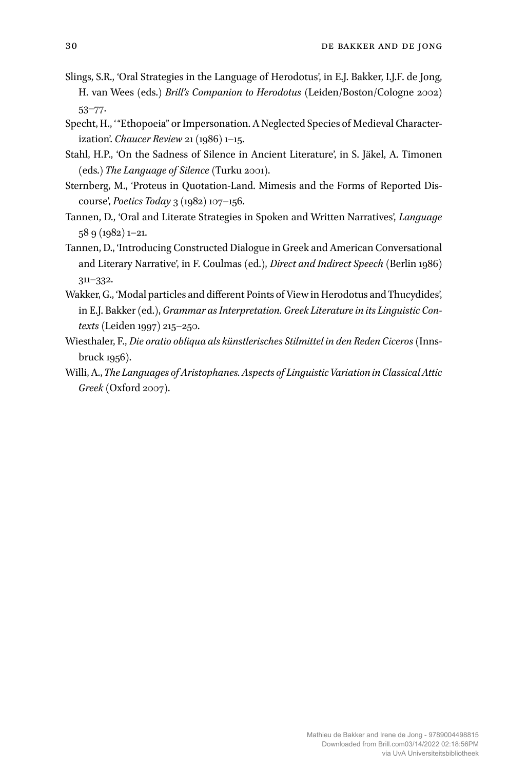Slings, S.R., 'Oral Strategies in the Language of Herodotus', in E.J. Bakker, I.J.F. de Jong, H. van Wees (eds.) *Brill's Companion to Herodotus* (Leiden/Boston/Cologne 2002) 53–77.

Specht, H., '"Ethopoeia" or Impersonation. A Neglected Species of Medieval Characterization'. *Chaucer Review* 21 (1986) 1–15.

Stahl, H.P., 'On the Sadness of Silence in Ancient Literature', in S. Jäkel, A. Timonen (eds.) *The Language of Silence* (Turku 2001).

Sternberg, M., 'Proteus in Quotation-Land. Mimesis and the Forms of Reported Discourse', *Poetics Today* 3 (1982) 107–156.

Tannen, D., 'Oral and Literate Strategies in Spoken and Written Narratives', *Language* 58 9 (1982) 1–21.

Tannen, D., 'Introducing Constructed Dialogue in Greek and American Conversational and Literary Narrative', in F. Coulmas (ed.), *Direct and Indirect Speech* (Berlin 1986) 311–332.

Wakker, G., 'Modal particles and different Points of View in Herodotus and Thucydides', in E.J. Bakker (ed.), *Grammar as Interpretation. Greek Literature in its Linguistic Contexts* (Leiden 1997) 215–250.

Wiesthaler, F., *Die oratio obliqua als künstlerisches Stilmittel in den Reden Ciceros* (Innsbruck 1956).

Willi, A., *The Languages of Aristophanes. Aspects of Linguistic Variation in Classical Attic Greek* (Oxford 2007).